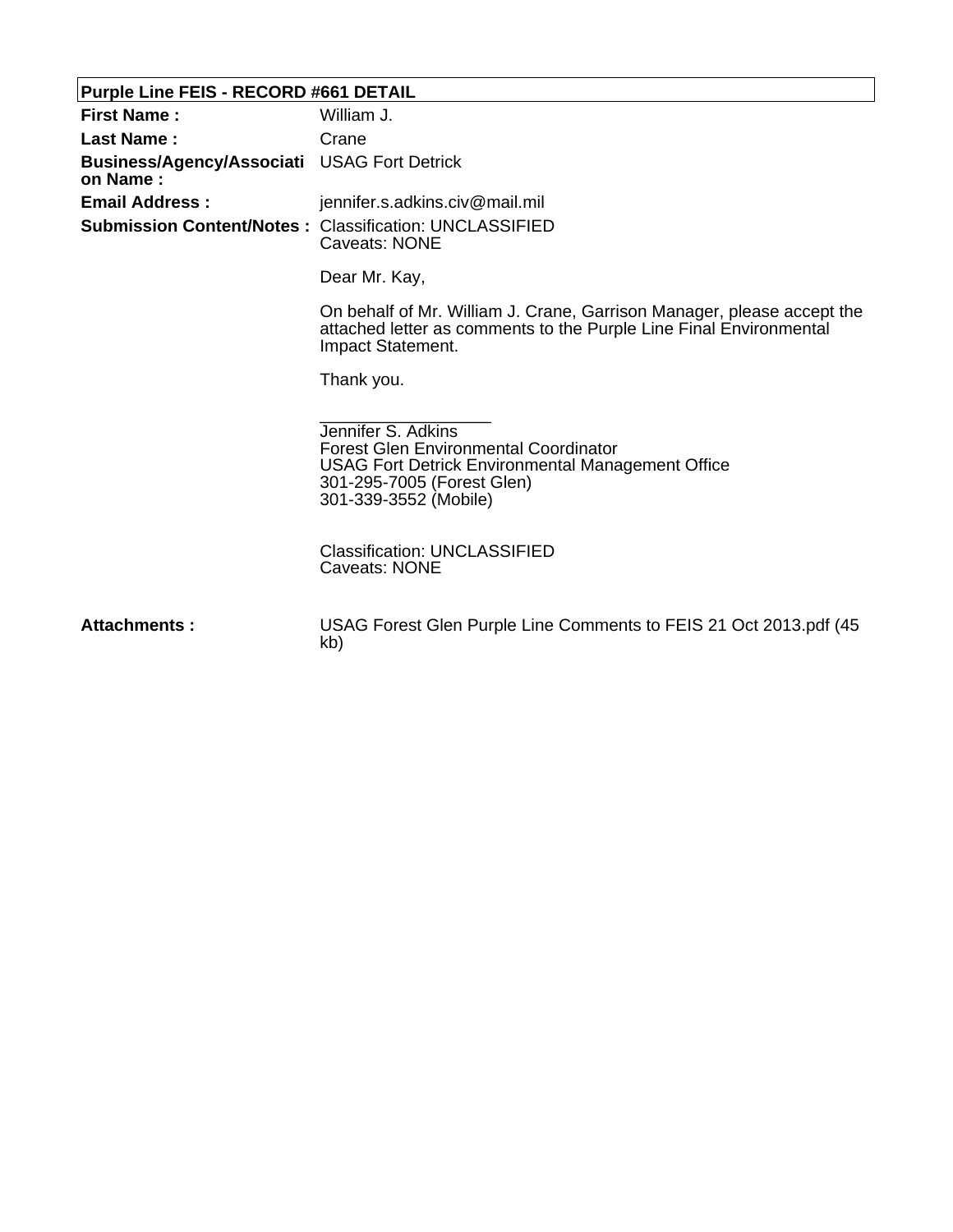**Purple Line FEIS - RECORD #661 DETAIL**

| | |
|---|---|
| **First Name :** | William J. |
| **Last Name :** | Crane |
| **Business/Agency/Association Name :** | USAG Fort Detrick |
| **Email Address :** | jennifer.s.adkins.civ@mail.mil |

**Submission Content/Notes :**

Classification: UNCLASSIFIED
Caveats: NONE

Dear Mr. Kay,

On behalf of Mr. William J. Crane, Garrison Manager, please accept the attached letter as comments to the Purple Line Final Environmental Impact Statement.

Thank you.

___________________
Jennifer S. Adkins
Forest Glen Environmental Coordinator
USAG Fort Detrick Environmental Management Office
301-295-7005 (Forest Glen)
301-339-3552 (Mobile)

Classification: UNCLASSIFIED
Caveats: NONE

**Attachments :** USAG Forest Glen Purple Line Comments to FEIS 21 Oct 2013.pdf (45 kb)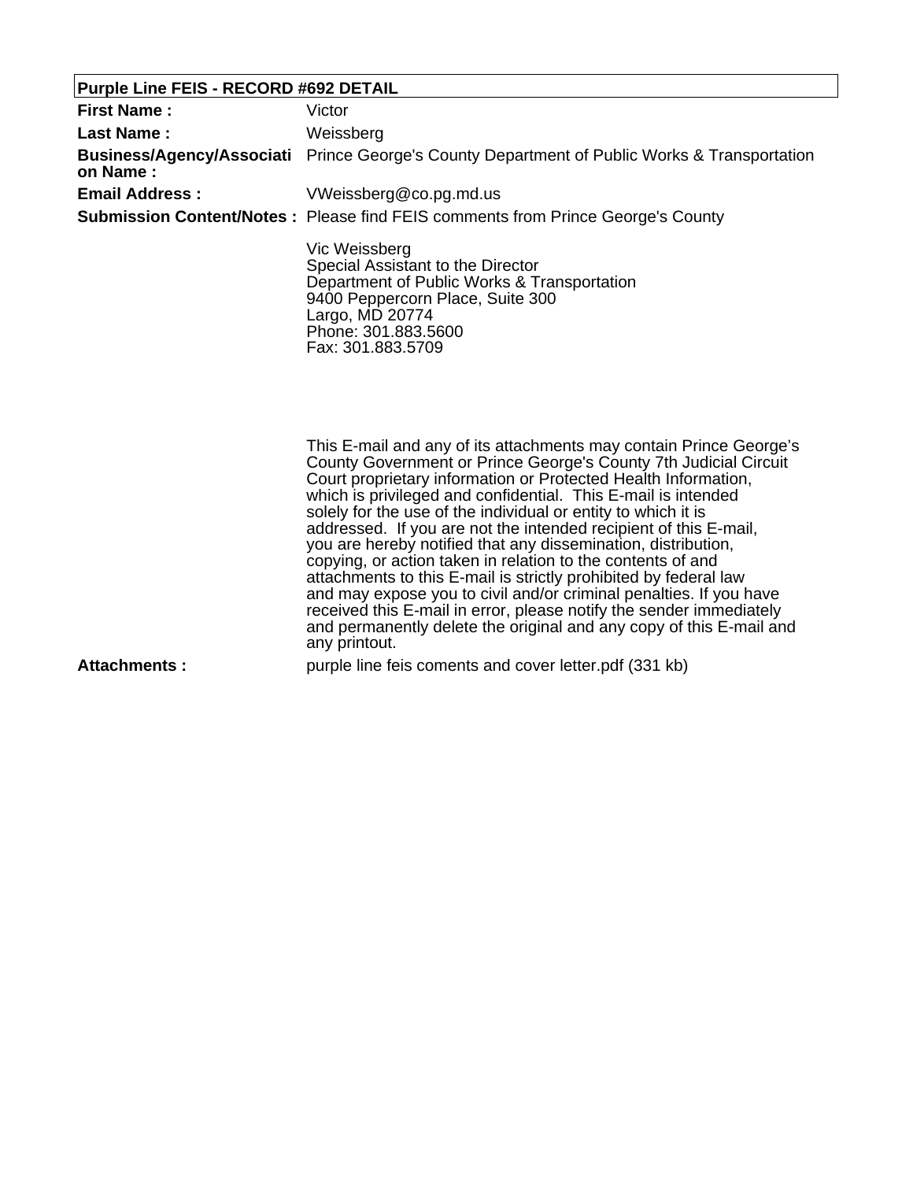| Purple Line FEIS - RECORD #692 DETAIL | |
|---|---|
| **First Name :** | Victor |
| **Last Name :** | Weissberg |
| **Business/Agency/Association Name :** | Prince George's County Department of Public Works & Transportation |
| **Email Address :** | VWeissberg@co.pg.md.us |
| **Submission Content/Notes :** | Please find FEIS comments from Prince George's County<br><br>Vic Weissberg<br>Special Assistant to the Director<br>Department of Public Works & Transportation<br>9400 Peppercorn Place, Suite 300<br>Largo, MD 20774<br>Phone: 301.883.5600<br>Fax: 301.883.5709<br><br>This E-mail and any of its attachments may contain Prince George's County Government or Prince George's County 7th Judicial Circuit Court proprietary information or Protected Health Information, which is privileged and confidential. This E-mail is intended solely for the use of the individual or entity to which it is addressed. If you are not the intended recipient of this E-mail, you are hereby notified that any dissemination, distribution, copying, or action taken in relation to the contents of and attachments to this E-mail is strictly prohibited by federal law and may expose you to civil and/or criminal penalties. If you have received this E-mail in error, please notify the sender immediately and permanently delete the original and any copy of this E-mail and any printout. |
| **Attachments :** | purple line feis coments and cover letter.pdf (331 kb) |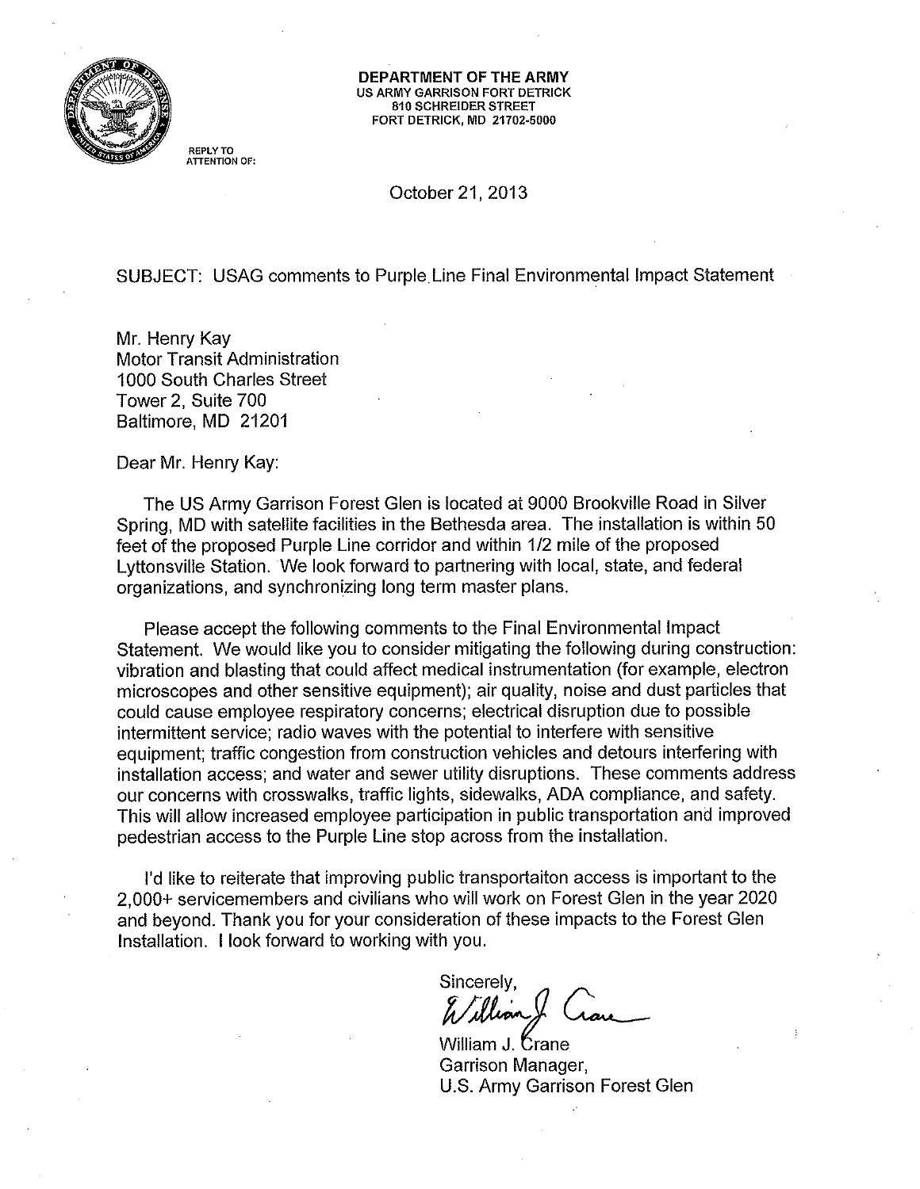**DEPARTMENT OF THE ARMY**
US ARMY GARRISON FORT DETRICK
810 SCHREIDER STREET
FORT DETRICK, MD 21702-5000

REPLY TO
ATTENTION OF:

October 21, 2013

SUBJECT: USAG comments to Purple Line Final Environmental Impact Statement

Mr. Henry Kay
Motor Transit Administration
1000 South Charles Street
Tower 2, Suite 700
Baltimore, MD 21201

Dear Mr. Henry Kay:

The US Army Garrison Forest Glen is located at 9000 Brookville Road in Silver Spring, MD with satellite facilities in the Bethesda area. The installation is within 50 feet of the proposed Purple Line corridor and within 1/2 mile of the proposed Lyttonsville Station. We look forward to partnering with local, state, and federal organizations, and synchronizing long term master plans.

Please accept the following comments to the Final Environmental Impact Statement. We would like you to consider mitigating the following during construction: vibration and blasting that could affect medical instrumentation (for example, electron microscopes and other sensitive equipment); air quality, noise and dust particles that could cause employee respiratory concerns; electrical disruption due to possible intermittent service; radio waves with the potential to interfere with sensitive equipment; traffic congestion from construction vehicles and detours interfering with installation access; and water and sewer utility disruptions. These comments address our concerns with crosswalks, traffic lights, sidewalks, ADA compliance, and safety. This will allow increased employee participation in public transportation and improved pedestrian access to the Purple Line stop across from the installation.

I'd like to reiterate that improving public transportaiton access is important to the 2,000+ servicemembers and civilians who will work on Forest Glen in the year 2020 and beyond. Thank you for your consideration of these impacts to the Forest Glen Installation. I look forward to working with you.

Sincerely,

William J. Crane
Garrison Manager,
U.S. Army Garrison Forest Glen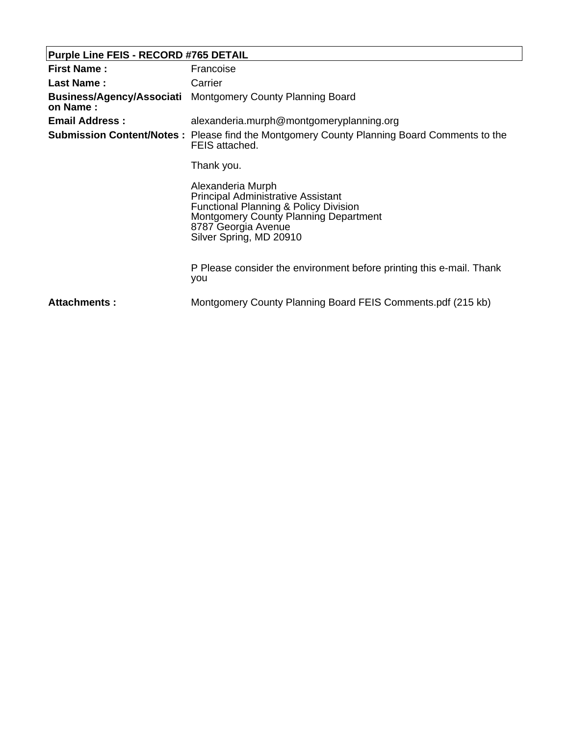**Purple Line FEIS - RECORD #765 DETAIL**

| | |
|---|---|
| **First Name :** | Francoise |
| **Last Name :** | Carrier |
| **Business/Agency/Association Name :** | Montgomery County Planning Board |
| **Email Address :** | alexanderia.murph@montgomeryplanning.org |
| **Submission Content/Notes :** | Please find the Montgomery County Planning Board Comments to the FEIS attached.<br><br>Thank you.<br><br>Alexanderia Murph<br>Principal Administrative Assistant<br>Functional Planning & Policy Division<br>Montgomery County Planning Department<br>8787 Georgia Avenue<br>Silver Spring, MD 20910<br><br>P Please consider the environment before printing this e-mail. Thank you |
| **Attachments :** | Montgomery County Planning Board FEIS Comments.pdf (215 kb) |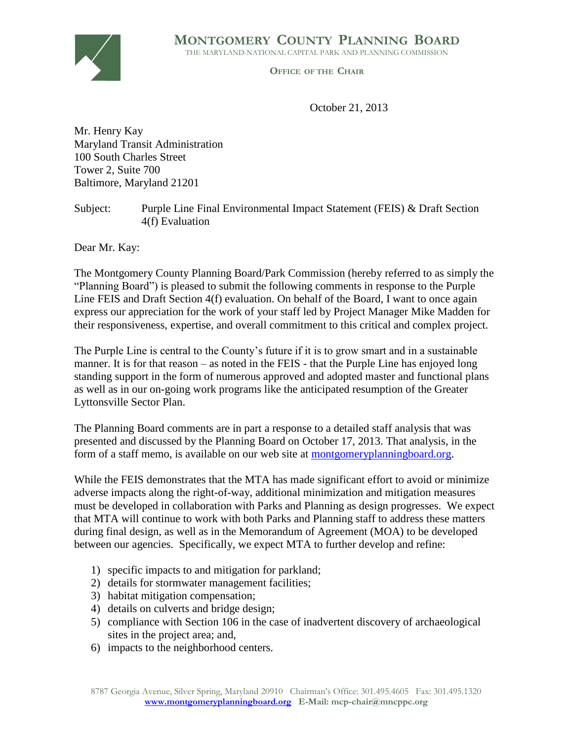**MONTGOMERY COUNTY PLANNING BOARD**

THE MARYLAND-NATIONAL CAPITAL PARK AND PLANNING COMMISSION

**OFFICE OF THE CHAIR**

October 21, 2013

Mr. Henry Kay
Maryland Transit Administration
100 South Charles Street
Tower 2, Suite 700
Baltimore, Maryland 21201

Subject: Purple Line Final Environmental Impact Statement (FEIS) & Draft Section 4(f) Evaluation

Dear Mr. Kay:

The Montgomery County Planning Board/Park Commission (hereby referred to as simply the "Planning Board") is pleased to submit the following comments in response to the Purple Line FEIS and Draft Section 4(f) evaluation. On behalf of the Board, I want to once again express our appreciation for the work of your staff led by Project Manager Mike Madden for their responsiveness, expertise, and overall commitment to this critical and complex project.

The Purple Line is central to the County's future if it is to grow smart and in a sustainable manner. It is for that reason – as noted in the FEIS - that the Purple Line has enjoyed long standing support in the form of numerous approved and adopted master and functional plans as well as in our on-going work programs like the anticipated resumption of the Greater Lyttonsville Sector Plan.

The Planning Board comments are in part a response to a detailed staff analysis that was presented and discussed by the Planning Board on October 17, 2013. That analysis, in the form of a staff memo, is available on our web site at montgomeryplanningboard.org.

While the FEIS demonstrates that the MTA has made significant effort to avoid or minimize adverse impacts along the right-of-way, additional minimization and mitigation measures must be developed in collaboration with Parks and Planning as design progresses. We expect that MTA will continue to work with both Parks and Planning staff to address these matters during final design, as well as in the Memorandum of Agreement (MOA) to be developed between our agencies. Specifically, we expect MTA to further develop and refine:

1) specific impacts to and mitigation for parkland;
2) details for stormwater management facilities;
3) habitat mitigation compensation;
4) details on culverts and bridge design;
5) compliance with Section 106 in the case of inadvertent discovery of archaeological sites in the project area; and,
6) impacts to the neighborhood centers.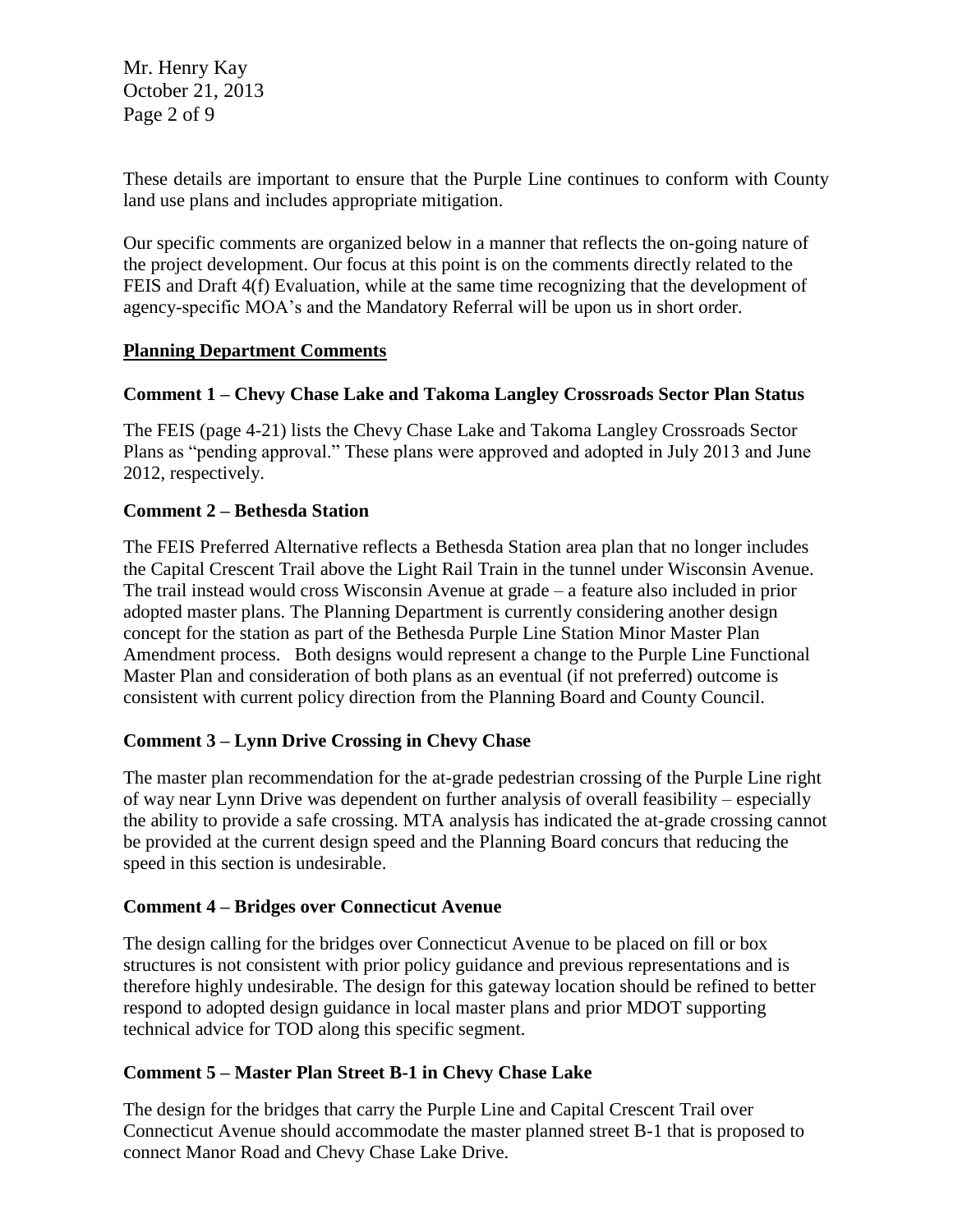These details are important to ensure that the Purple Line continues to conform with County land use plans and includes appropriate mitigation.

Our specific comments are organized below in a manner that reflects the on-going nature of the project development. Our focus at this point is on the comments directly related to the FEIS and Draft 4(f) Evaluation, while at the same time recognizing that the development of agency-specific MOA's and the Mandatory Referral will be upon us in short order.

**Planning Department Comments**

**Comment 1 – Chevy Chase Lake and Takoma Langley Crossroads Sector Plan Status**

The FEIS (page 4-21) lists the Chevy Chase Lake and Takoma Langley Crossroads Sector Plans as "pending approval." These plans were approved and adopted in July 2013 and June 2012, respectively.

**Comment 2 – Bethesda Station**

The FEIS Preferred Alternative reflects a Bethesda Station area plan that no longer includes the Capital Crescent Trail above the Light Rail Train in the tunnel under Wisconsin Avenue. The trail instead would cross Wisconsin Avenue at grade – a feature also included in prior adopted master plans. The Planning Department is currently considering another design concept for the station as part of the Bethesda Purple Line Station Minor Master Plan Amendment process. Both designs would represent a change to the Purple Line Functional Master Plan and consideration of both plans as an eventual (if not preferred) outcome is consistent with current policy direction from the Planning Board and County Council.

**Comment 3 – Lynn Drive Crossing in Chevy Chase**

The master plan recommendation for the at-grade pedestrian crossing of the Purple Line right of way near Lynn Drive was dependent on further analysis of overall feasibility – especially the ability to provide a safe crossing. MTA analysis has indicated the at-grade crossing cannot be provided at the current design speed and the Planning Board concurs that reducing the speed in this section is undesirable.

**Comment 4 – Bridges over Connecticut Avenue**

The design calling for the bridges over Connecticut Avenue to be placed on fill or box structures is not consistent with prior policy guidance and previous representations and is therefore highly undesirable. The design for this gateway location should be refined to better respond to adopted design guidance in local master plans and prior MDOT supporting technical advice for TOD along this specific segment.

**Comment 5 – Master Plan Street B-1 in Chevy Chase Lake**

The design for the bridges that carry the Purple Line and Capital Crescent Trail over Connecticut Avenue should accommodate the master planned street B-1 that is proposed to connect Manor Road and Chevy Chase Lake Drive.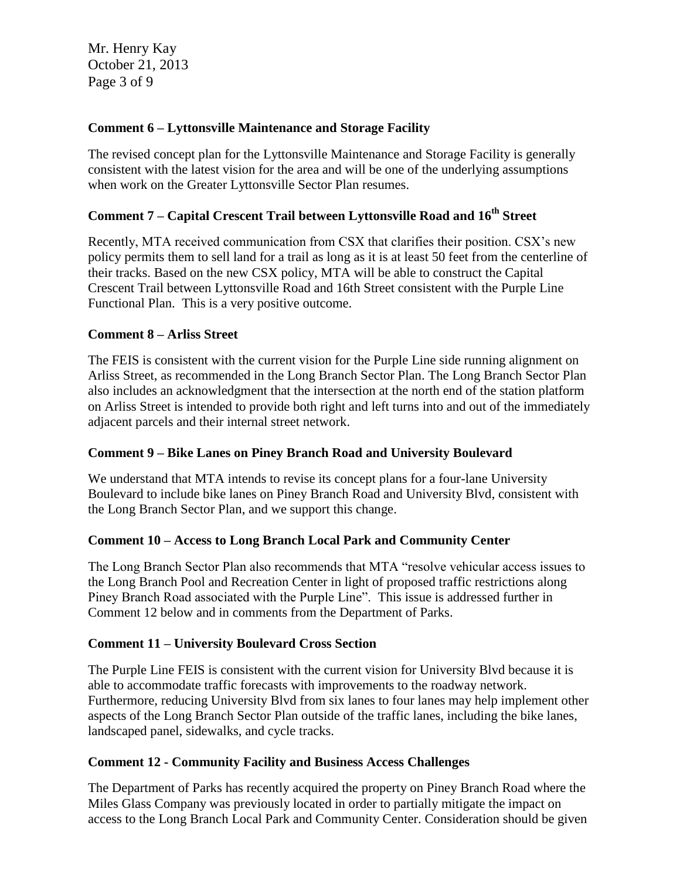**Comment 6 – Lyttonsville Maintenance and Storage Facility**

The revised concept plan for the Lyttonsville Maintenance and Storage Facility is generally consistent with the latest vision for the area and will be one of the underlying assumptions when work on the Greater Lyttonsville Sector Plan resumes.

**Comment 7 – Capital Crescent Trail between Lyttonsville Road and 16th Street**

Recently, MTA received communication from CSX that clarifies their position. CSX's new policy permits them to sell land for a trail as long as it is at least 50 feet from the centerline of their tracks. Based on the new CSX policy, MTA will be able to construct the Capital Crescent Trail between Lyttonsville Road and 16th Street consistent with the Purple Line Functional Plan. This is a very positive outcome.

**Comment 8 – Arliss Street**

The FEIS is consistent with the current vision for the Purple Line side running alignment on Arliss Street, as recommended in the Long Branch Sector Plan. The Long Branch Sector Plan also includes an acknowledgment that the intersection at the north end of the station platform on Arliss Street is intended to provide both right and left turns into and out of the immediately adjacent parcels and their internal street network.

**Comment 9 – Bike Lanes on Piney Branch Road and University Boulevard**

We understand that MTA intends to revise its concept plans for a four-lane University Boulevard to include bike lanes on Piney Branch Road and University Blvd, consistent with the Long Branch Sector Plan, and we support this change.

**Comment 10 – Access to Long Branch Local Park and Community Center**

The Long Branch Sector Plan also recommends that MTA "resolve vehicular access issues to the Long Branch Pool and Recreation Center in light of proposed traffic restrictions along Piney Branch Road associated with the Purple Line". This issue is addressed further in Comment 12 below and in comments from the Department of Parks.

**Comment 11 – University Boulevard Cross Section**

The Purple Line FEIS is consistent with the current vision for University Blvd because it is able to accommodate traffic forecasts with improvements to the roadway network. Furthermore, reducing University Blvd from six lanes to four lanes may help implement other aspects of the Long Branch Sector Plan outside of the traffic lanes, including the bike lanes, landscaped panel, sidewalks, and cycle tracks.

**Comment 12 - Community Facility and Business Access Challenges**

The Department of Parks has recently acquired the property on Piney Branch Road where the Miles Glass Company was previously located in order to partially mitigate the impact on access to the Long Branch Local Park and Community Center. Consideration should be given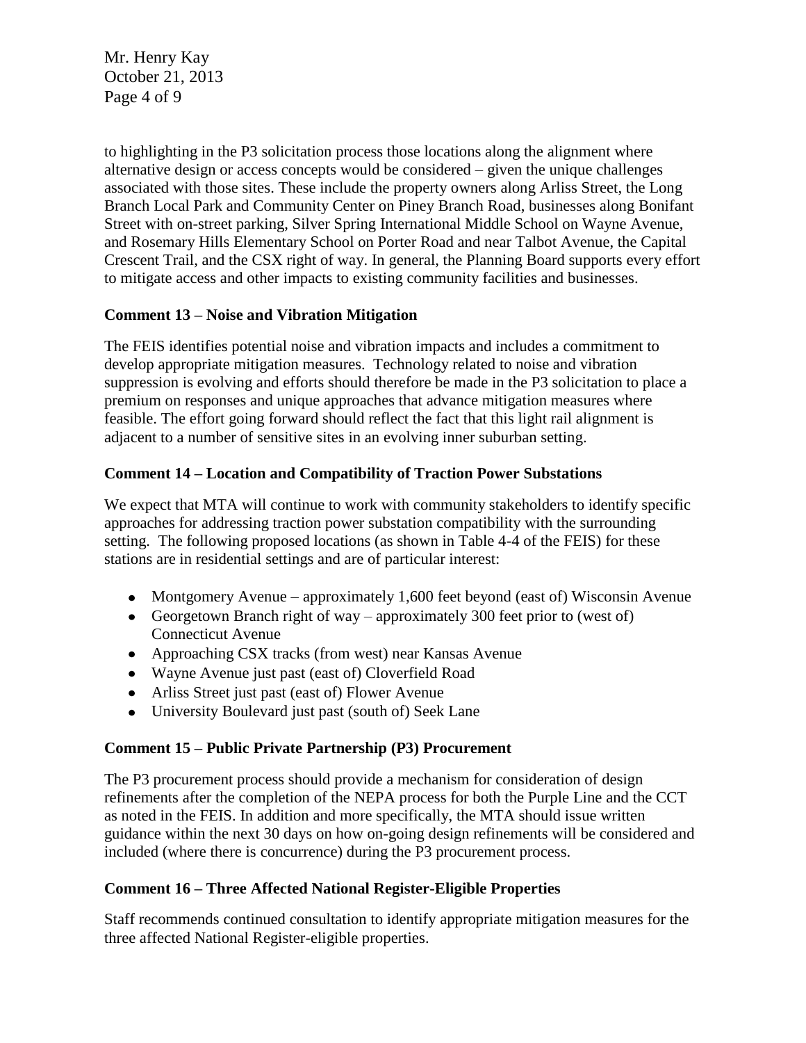to highlighting in the P3 solicitation process those locations along the alignment where alternative design or access concepts would be considered – given the unique challenges associated with those sites. These include the property owners along Arliss Street, the Long Branch Local Park and Community Center on Piney Branch Road, businesses along Bonifant Street with on-street parking, Silver Spring International Middle School on Wayne Avenue, and Rosemary Hills Elementary School on Porter Road and near Talbot Avenue, the Capital Crescent Trail, and the CSX right of way. In general, the Planning Board supports every effort to mitigate access and other impacts to existing community facilities and businesses.

**Comment 13 – Noise and Vibration Mitigation**

The FEIS identifies potential noise and vibration impacts and includes a commitment to develop appropriate mitigation measures. Technology related to noise and vibration suppression is evolving and efforts should therefore be made in the P3 solicitation to place a premium on responses and unique approaches that advance mitigation measures where feasible. The effort going forward should reflect the fact that this light rail alignment is adjacent to a number of sensitive sites in an evolving inner suburban setting.

**Comment 14 – Location and Compatibility of Traction Power Substations**

We expect that MTA will continue to work with community stakeholders to identify specific approaches for addressing traction power substation compatibility with the surrounding setting. The following proposed locations (as shown in Table 4-4 of the FEIS) for these stations are in residential settings and are of particular interest:

- Montgomery Avenue – approximately 1,600 feet beyond (east of) Wisconsin Avenue
- Georgetown Branch right of way – approximately 300 feet prior to (west of) Connecticut Avenue
- Approaching CSX tracks (from west) near Kansas Avenue
- Wayne Avenue just past (east of) Cloverfield Road
- Arliss Street just past (east of) Flower Avenue
- University Boulevard just past (south of) Seek Lane

**Comment 15 – Public Private Partnership (P3) Procurement**

The P3 procurement process should provide a mechanism for consideration of design refinements after the completion of the NEPA process for both the Purple Line and the CCT as noted in the FEIS. In addition and more specifically, the MTA should issue written guidance within the next 30 days on how on-going design refinements will be considered and included (where there is concurrence) during the P3 procurement process.

**Comment 16 – Three Affected National Register-Eligible Properties**

Staff recommends continued consultation to identify appropriate mitigation measures for the three affected National Register-eligible properties.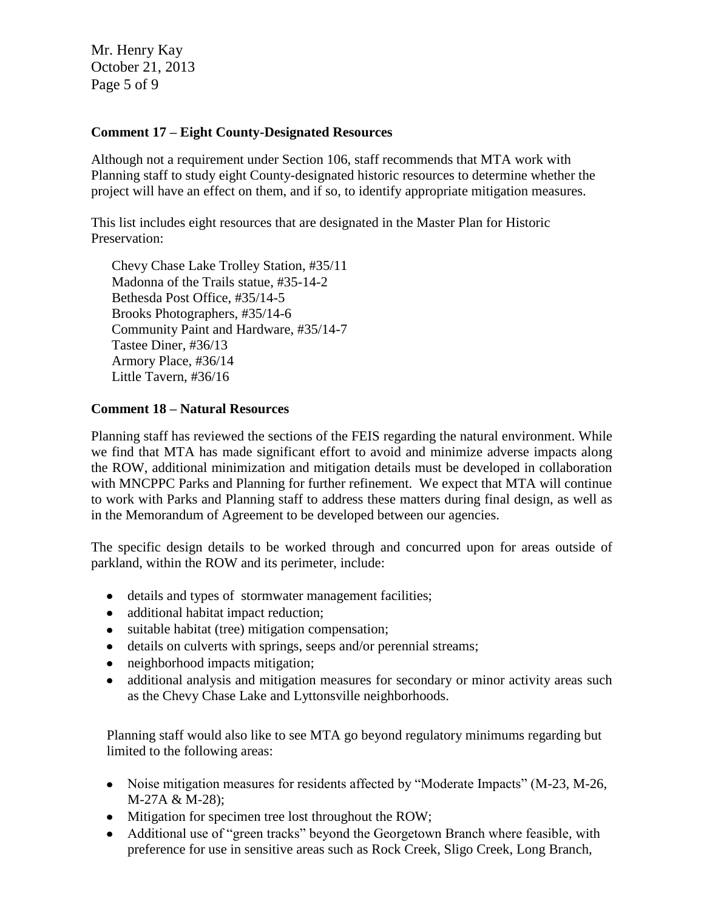**Comment 17 – Eight County-Designated Resources**

Although not a requirement under Section 106, staff recommends that MTA work with Planning staff to study eight County-designated historic resources to determine whether the project will have an effect on them, and if so, to identify appropriate mitigation measures.

This list includes eight resources that are designated in the Master Plan for Historic Preservation:

Chevy Chase Lake Trolley Station, #35/11
Madonna of the Trails statue, #35-14-2
Bethesda Post Office, #35/14-5
Brooks Photographers, #35/14-6
Community Paint and Hardware, #35/14-7
Tastee Diner, #36/13
Armory Place, #36/14
Little Tavern, #36/16

**Comment 18 – Natural Resources**

Planning staff has reviewed the sections of the FEIS regarding the natural environment. While we find that MTA has made significant effort to avoid and minimize adverse impacts along the ROW, additional minimization and mitigation details must be developed in collaboration with MNCPPC Parks and Planning for further refinement. We expect that MTA will continue to work with Parks and Planning staff to address these matters during final design, as well as in the Memorandum of Agreement to be developed between our agencies.

The specific design details to be worked through and concurred upon for areas outside of parkland, within the ROW and its perimeter, include:

- details and types of stormwater management facilities;
- additional habitat impact reduction;
- suitable habitat (tree) mitigation compensation;
- details on culverts with springs, seeps and/or perennial streams;
- neighborhood impacts mitigation;
- additional analysis and mitigation measures for secondary or minor activity areas such as the Chevy Chase Lake and Lyttonsville neighborhoods.

Planning staff would also like to see MTA go beyond regulatory minimums regarding but limited to the following areas:

- Noise mitigation measures for residents affected by "Moderate Impacts" (M-23, M-26, M-27A & M-28);
- Mitigation for specimen tree lost throughout the ROW;
- Additional use of "green tracks" beyond the Georgetown Branch where feasible, with preference for use in sensitive areas such as Rock Creek, Sligo Creek, Long Branch,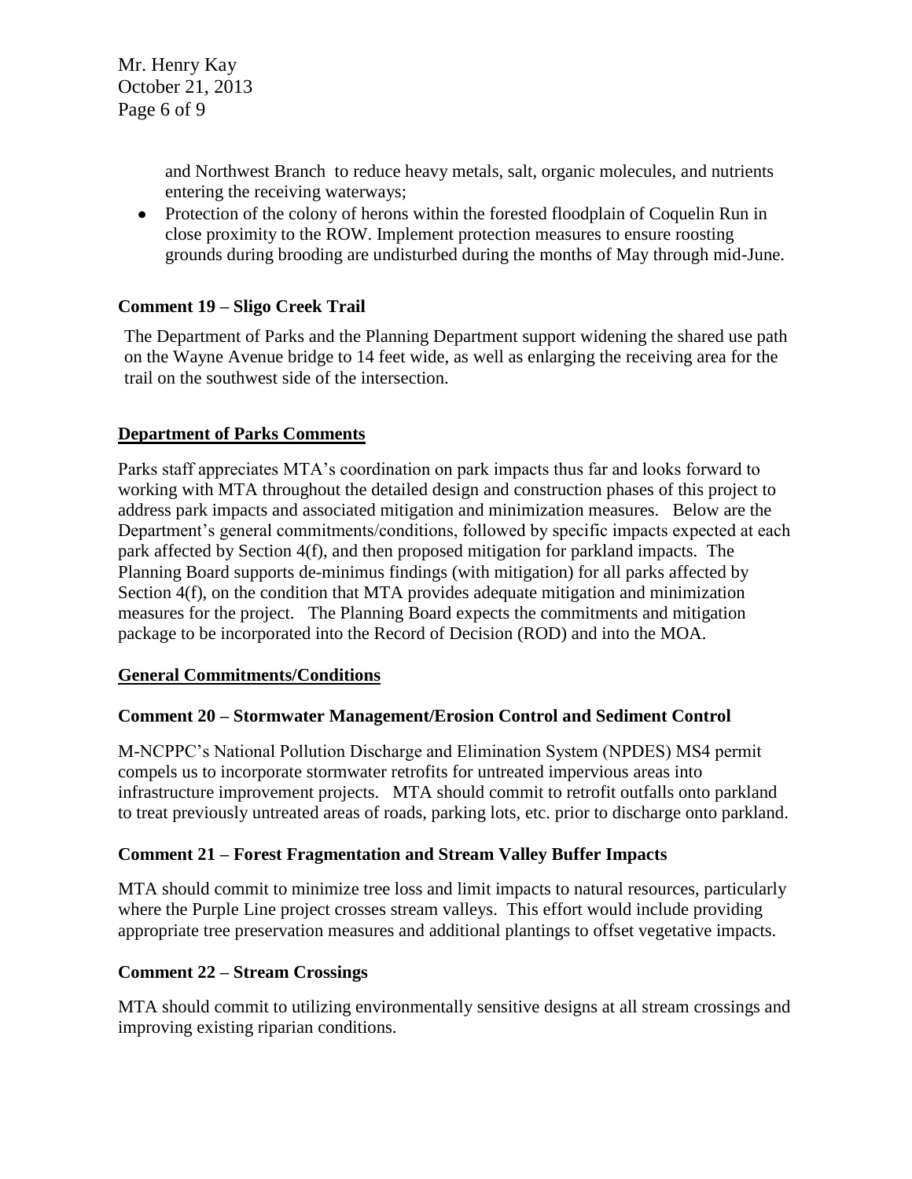and Northwest Branch to reduce heavy metals, salt, organic molecules, and nutrients entering the receiving waterways;

- Protection of the colony of herons within the forested floodplain of Coquelin Run in close proximity to the ROW. Implement protection measures to ensure roosting grounds during brooding are undisturbed during the months of May through mid-June.

**Comment 19 – Sligo Creek Trail**

The Department of Parks and the Planning Department support widening the shared use path on the Wayne Avenue bridge to 14 feet wide, as well as enlarging the receiving area for the trail on the southwest side of the intersection.

**Department of Parks Comments**

Parks staff appreciates MTA's coordination on park impacts thus far and looks forward to working with MTA throughout the detailed design and construction phases of this project to address park impacts and associated mitigation and minimization measures. Below are the Department's general commitments/conditions, followed by specific impacts expected at each park affected by Section 4(f), and then proposed mitigation for parkland impacts. The Planning Board supports de-minimus findings (with mitigation) for all parks affected by Section 4(f), on the condition that MTA provides adequate mitigation and minimization measures for the project. The Planning Board expects the commitments and mitigation package to be incorporated into the Record of Decision (ROD) and into the MOA.

**General Commitments/Conditions**

**Comment 20 – Stormwater Management/Erosion Control and Sediment Control**

M-NCPPC's National Pollution Discharge and Elimination System (NPDES) MS4 permit compels us to incorporate stormwater retrofits for untreated impervious areas into infrastructure improvement projects. MTA should commit to retrofit outfalls onto parkland to treat previously untreated areas of roads, parking lots, etc. prior to discharge onto parkland.

**Comment 21 – Forest Fragmentation and Stream Valley Buffer Impacts**

MTA should commit to minimize tree loss and limit impacts to natural resources, particularly where the Purple Line project crosses stream valleys. This effort would include providing appropriate tree preservation measures and additional plantings to offset vegetative impacts.

**Comment 22 – Stream Crossings**

MTA should commit to utilizing environmentally sensitive designs at all stream crossings and improving existing riparian conditions.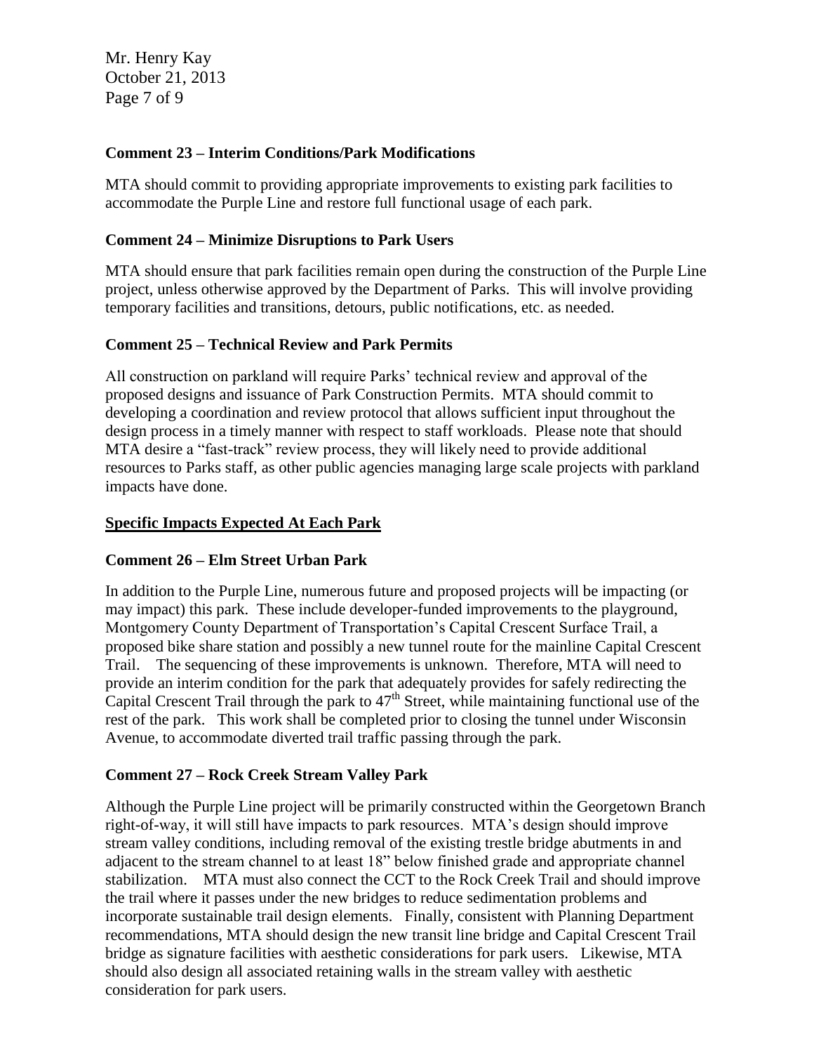**Comment 23 – Interim Conditions/Park Modifications**

MTA should commit to providing appropriate improvements to existing park facilities to accommodate the Purple Line and restore full functional usage of each park.

**Comment 24 – Minimize Disruptions to Park Users**

MTA should ensure that park facilities remain open during the construction of the Purple Line project, unless otherwise approved by the Department of Parks. This will involve providing temporary facilities and transitions, detours, public notifications, etc. as needed.

**Comment 25 – Technical Review and Park Permits**

All construction on parkland will require Parks' technical review and approval of the proposed designs and issuance of Park Construction Permits. MTA should commit to developing a coordination and review protocol that allows sufficient input throughout the design process in a timely manner with respect to staff workloads. Please note that should MTA desire a "fast-track" review process, they will likely need to provide additional resources to Parks staff, as other public agencies managing large scale projects with parkland impacts have done.

**Specific Impacts Expected At Each Park**

**Comment 26 – Elm Street Urban Park**

In addition to the Purple Line, numerous future and proposed projects will be impacting (or may impact) this park. These include developer-funded improvements to the playground, Montgomery County Department of Transportation's Capital Crescent Surface Trail, a proposed bike share station and possibly a new tunnel route for the mainline Capital Crescent Trail. The sequencing of these improvements is unknown. Therefore, MTA will need to provide an interim condition for the park that adequately provides for safely redirecting the Capital Crescent Trail through the park to 47th Street, while maintaining functional use of the rest of the park. This work shall be completed prior to closing the tunnel under Wisconsin Avenue, to accommodate diverted trail traffic passing through the park.

**Comment 27 – Rock Creek Stream Valley Park**

Although the Purple Line project will be primarily constructed within the Georgetown Branch right-of-way, it will still have impacts to park resources. MTA's design should improve stream valley conditions, including removal of the existing trestle bridge abutments in and adjacent to the stream channel to at least 18" below finished grade and appropriate channel stabilization. MTA must also connect the CCT to the Rock Creek Trail and should improve the trail where it passes under the new bridges to reduce sedimentation problems and incorporate sustainable trail design elements. Finally, consistent with Planning Department recommendations, MTA should design the new transit line bridge and Capital Crescent Trail bridge as signature facilities with aesthetic considerations for park users. Likewise, MTA should also design all associated retaining walls in the stream valley with aesthetic consideration for park users.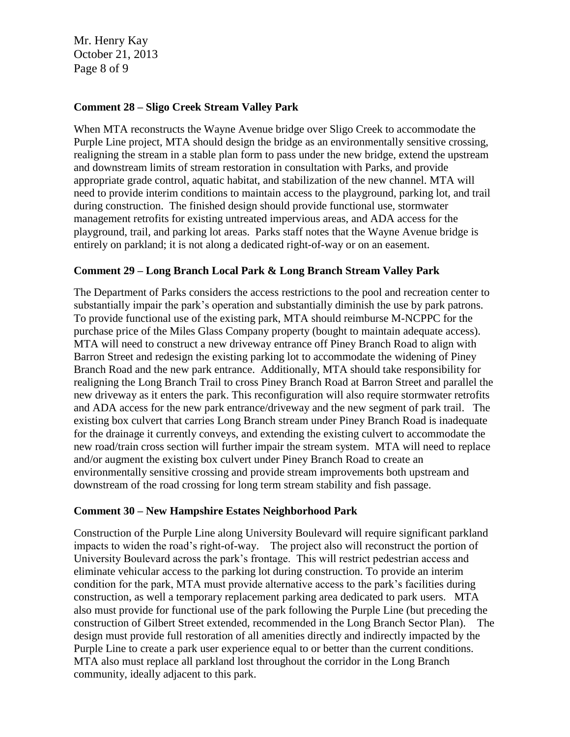**Comment 28 – Sligo Creek Stream Valley Park**

When MTA reconstructs the Wayne Avenue bridge over Sligo Creek to accommodate the Purple Line project, MTA should design the bridge as an environmentally sensitive crossing, realigning the stream in a stable plan form to pass under the new bridge, extend the upstream and downstream limits of stream restoration in consultation with Parks, and provide appropriate grade control, aquatic habitat, and stabilization of the new channel. MTA will need to provide interim conditions to maintain access to the playground, parking lot, and trail during construction. The finished design should provide functional use, stormwater management retrofits for existing untreated impervious areas, and ADA access for the playground, trail, and parking lot areas. Parks staff notes that the Wayne Avenue bridge is entirely on parkland; it is not along a dedicated right-of-way or on an easement.

**Comment 29 – Long Branch Local Park & Long Branch Stream Valley Park**

The Department of Parks considers the access restrictions to the pool and recreation center to substantially impair the park's operation and substantially diminish the use by park patrons. To provide functional use of the existing park, MTA should reimburse M-NCPPC for the purchase price of the Miles Glass Company property (bought to maintain adequate access). MTA will need to construct a new driveway entrance off Piney Branch Road to align with Barron Street and redesign the existing parking lot to accommodate the widening of Piney Branch Road and the new park entrance. Additionally, MTA should take responsibility for realigning the Long Branch Trail to cross Piney Branch Road at Barron Street and parallel the new driveway as it enters the park. This reconfiguration will also require stormwater retrofits and ADA access for the new park entrance/driveway and the new segment of park trail. The existing box culvert that carries Long Branch stream under Piney Branch Road is inadequate for the drainage it currently conveys, and extending the existing culvert to accommodate the new road/train cross section will further impair the stream system. MTA will need to replace and/or augment the existing box culvert under Piney Branch Road to create an environmentally sensitive crossing and provide stream improvements both upstream and downstream of the road crossing for long term stream stability and fish passage.

**Comment 30 – New Hampshire Estates Neighborhood Park**

Construction of the Purple Line along University Boulevard will require significant parkland impacts to widen the road's right-of-way. The project also will reconstruct the portion of University Boulevard across the park's frontage. This will restrict pedestrian access and eliminate vehicular access to the parking lot during construction. To provide an interim condition for the park, MTA must provide alternative access to the park's facilities during construction, as well a temporary replacement parking area dedicated to park users. MTA also must provide for functional use of the park following the Purple Line (but preceding the construction of Gilbert Street extended, recommended in the Long Branch Sector Plan). The design must provide full restoration of all amenities directly and indirectly impacted by the Purple Line to create a park user experience equal to or better than the current conditions. MTA also must replace all parkland lost throughout the corridor in the Long Branch community, ideally adjacent to this park.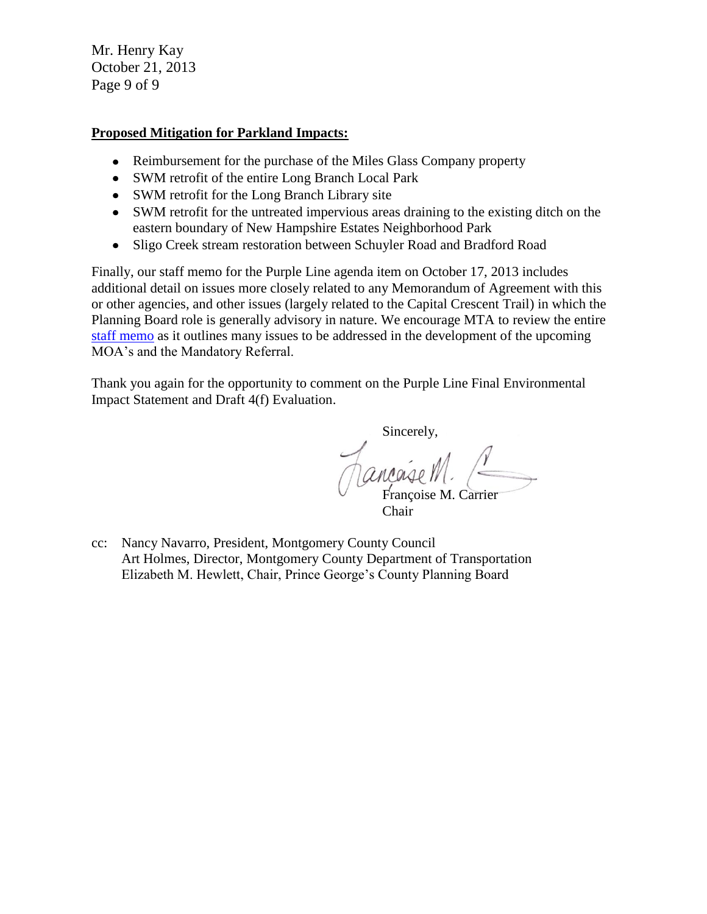Mr. Henry Kay
October 21, 2013

**Proposed Mitigation for Parkland Impacts:**

- Reimbursement for the purchase of the Miles Glass Company property
- SWM retrofit of the entire Long Branch Local Park
- SWM retrofit for the Long Branch Library site
- SWM retrofit for the untreated impervious areas draining to the existing ditch on the eastern boundary of New Hampshire Estates Neighborhood Park
- Sligo Creek stream restoration between Schuyler Road and Bradford Road

Finally, our staff memo for the Purple Line agenda item on October 17, 2013 includes additional detail on issues more closely related to any Memorandum of Agreement with this or other agencies, and other issues (largely related to the Capital Crescent Trail) in which the Planning Board role is generally advisory in nature. We encourage MTA to review the entire staff memo as it outlines many issues to be addressed in the development of the upcoming MOA's and the Mandatory Referral.

Thank you again for the opportunity to comment on the Purple Line Final Environmental Impact Statement and Draft 4(f) Evaluation.

Sincerely,

Françoise M. Carrier
Chair

cc: Nancy Navarro, President, Montgomery County Council
Art Holmes, Director, Montgomery County Department of Transportation
Elizabeth M. Hewlett, Chair, Prince George's County Planning Board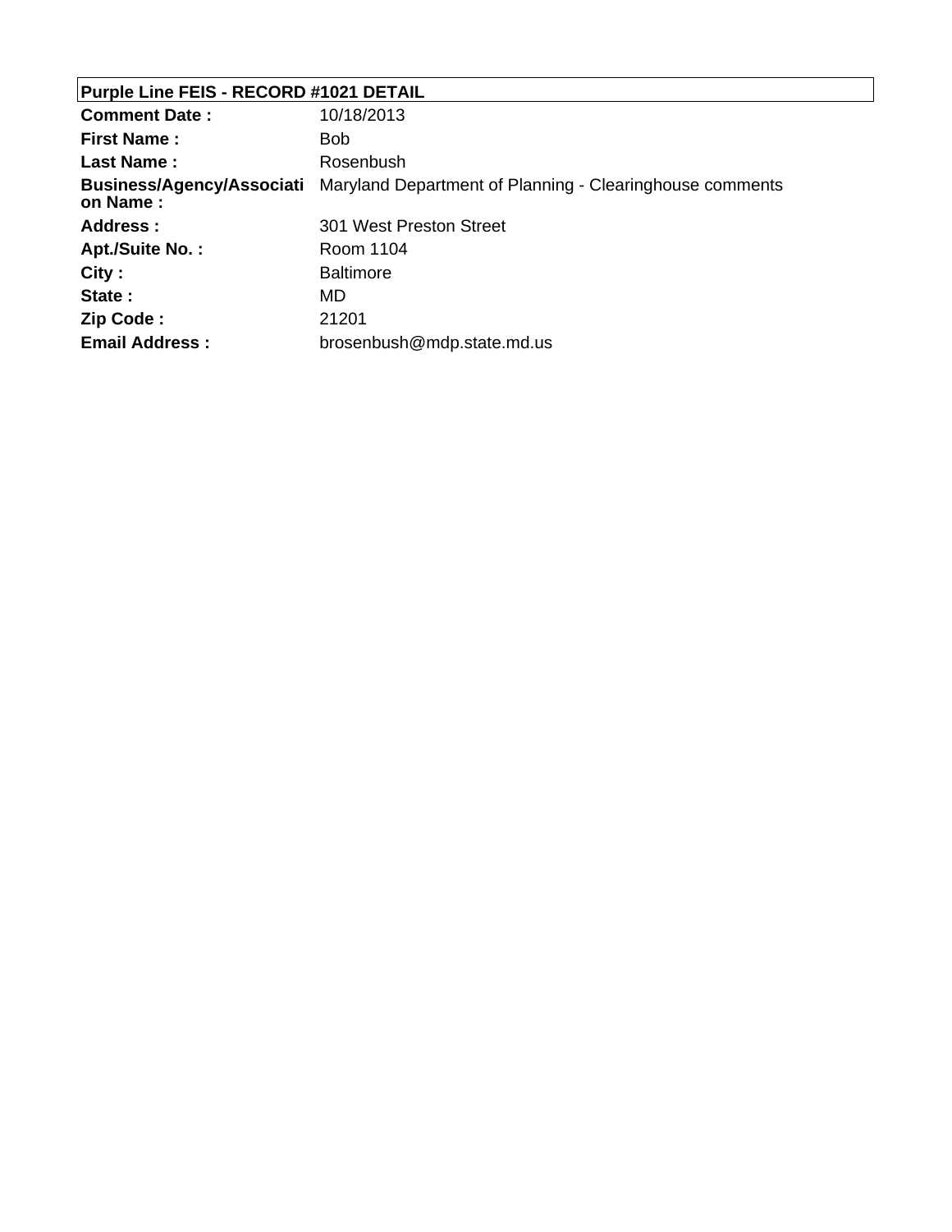## Purple Line FEIS - RECORD #1021 DETAIL

| | |
|---|---|
| **Comment Date :** | 10/18/2013 |
| **First Name :** | Bob |
| **Last Name :** | Rosenbush |
| **Business/Agency/Association Name :** | Maryland Department of Planning - Clearinghouse comments |
| **Address :** | 301 West Preston Street |
| **Apt./Suite No. :** | Room 1104 |
| **City :** | Baltimore |
| **State :** | MD |
| **Zip Code :** | 21201 |
| **Email Address :** | brosenbush@mdp.state.md.us |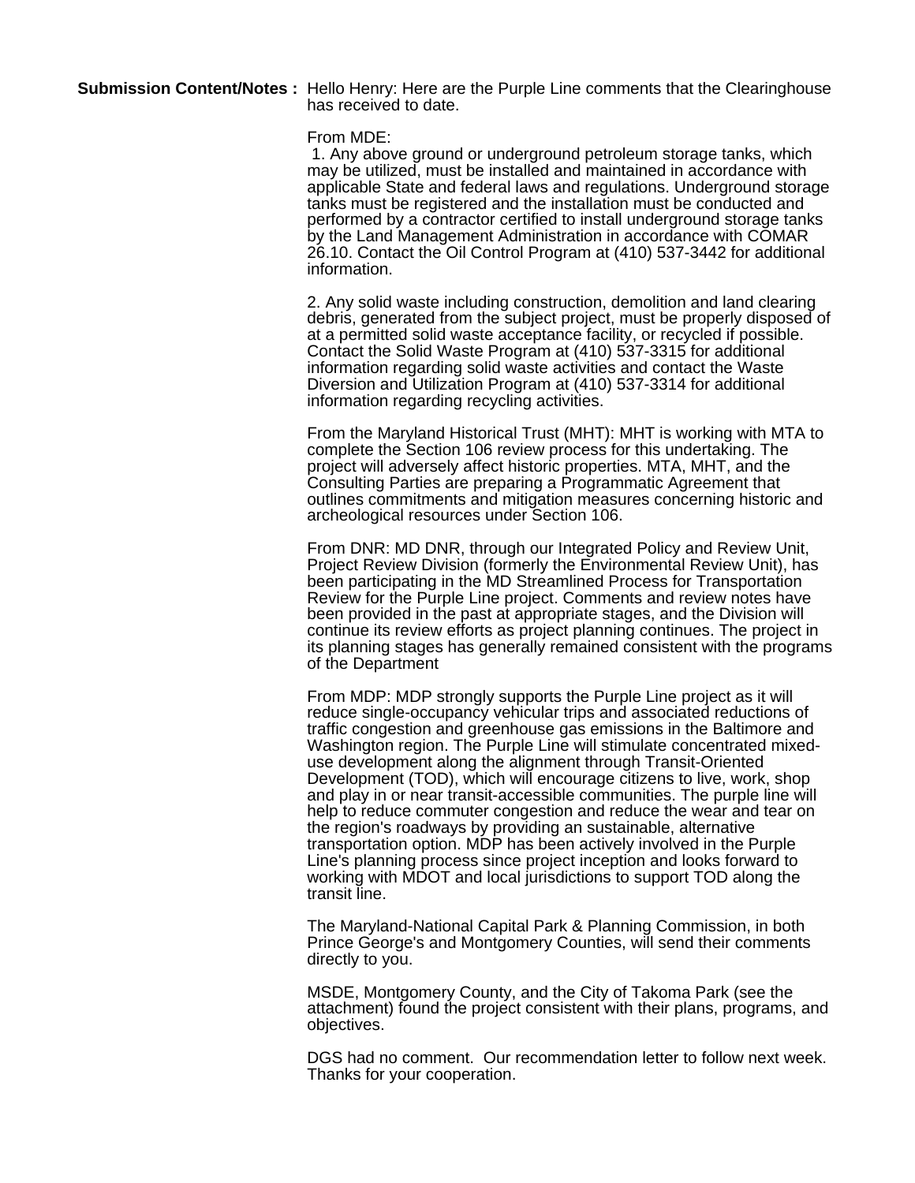**Submission Content/Notes :** Hello Henry: Here are the Purple Line comments that the Clearinghouse has received to date.

From MDE:

1. Any above ground or underground petroleum storage tanks, which may be utilized, must be installed and maintained in accordance with applicable State and federal laws and regulations. Underground storage tanks must be registered and the installation must be conducted and performed by a contractor certified to install underground storage tanks by the Land Management Administration in accordance with COMAR 26.10. Contact the Oil Control Program at (410) 537-3442 for additional information.

2. Any solid waste including construction, demolition and land clearing debris, generated from the subject project, must be properly disposed of at a permitted solid waste acceptance facility, or recycled if possible. Contact the Solid Waste Program at (410) 537-3315 for additional information regarding solid waste activities and contact the Waste Diversion and Utilization Program at (410) 537-3314 for additional information regarding recycling activities.

From the Maryland Historical Trust (MHT): MHT is working with MTA to complete the Section 106 review process for this undertaking. The project will adversely affect historic properties. MTA, MHT, and the Consulting Parties are preparing a Programmatic Agreement that outlines commitments and mitigation measures concerning historic and archeological resources under Section 106.

From DNR: MD DNR, through our Integrated Policy and Review Unit, Project Review Division (formerly the Environmental Review Unit), has been participating in the MD Streamlined Process for Transportation Review for the Purple Line project. Comments and review notes have been provided in the past at appropriate stages, and the Division will continue its review efforts as project planning continues. The project in its planning stages has generally remained consistent with the programs of the Department

From MDP: MDP strongly supports the Purple Line project as it will reduce single-occupancy vehicular trips and associated reductions of traffic congestion and greenhouse gas emissions in the Baltimore and Washington region. The Purple Line will stimulate concentrated mixed-use development along the alignment through Transit-Oriented Development (TOD), which will encourage citizens to live, work, shop and play in or near transit-accessible communities. The purple line will help to reduce commuter congestion and reduce the wear and tear on the region's roadways by providing an sustainable, alternative transportation option. MDP has been actively involved in the Purple Line's planning process since project inception and looks forward to working with MDOT and local jurisdictions to support TOD along the transit line.

The Maryland-National Capital Park & Planning Commission, in both Prince George's and Montgomery Counties, will send their comments directly to you.

MSDE, Montgomery County, and the City of Takoma Park (see the attachment) found the project consistent with their plans, programs, and objectives.

DGS had no comment. Our recommendation letter to follow next week. Thanks for your cooperation.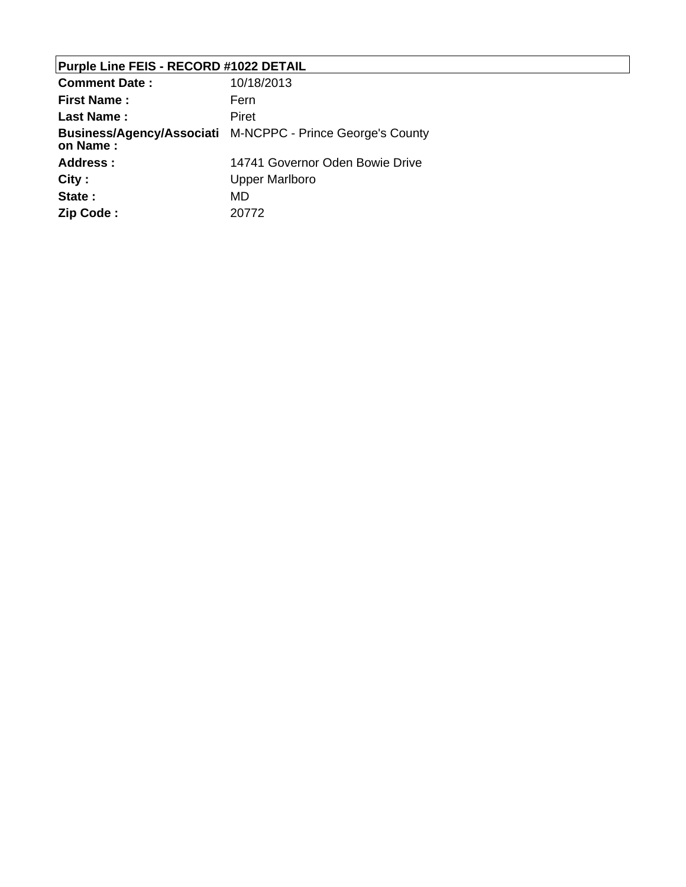**Purple Line FEIS - RECORD #1022 DETAIL**

| | |
|---|---|
| **Comment Date :** | 10/18/2013 |
| **First Name :** | Fern |
| **Last Name :** | Piret |
| **Business/Agency/Association Name :** | M-NCPPC - Prince George's County |
| **Address :** | 14741 Governor Oden Bowie Drive |
| **City :** | Upper Marlboro |
| **State :** | MD |
| **Zip Code :** | 20772 |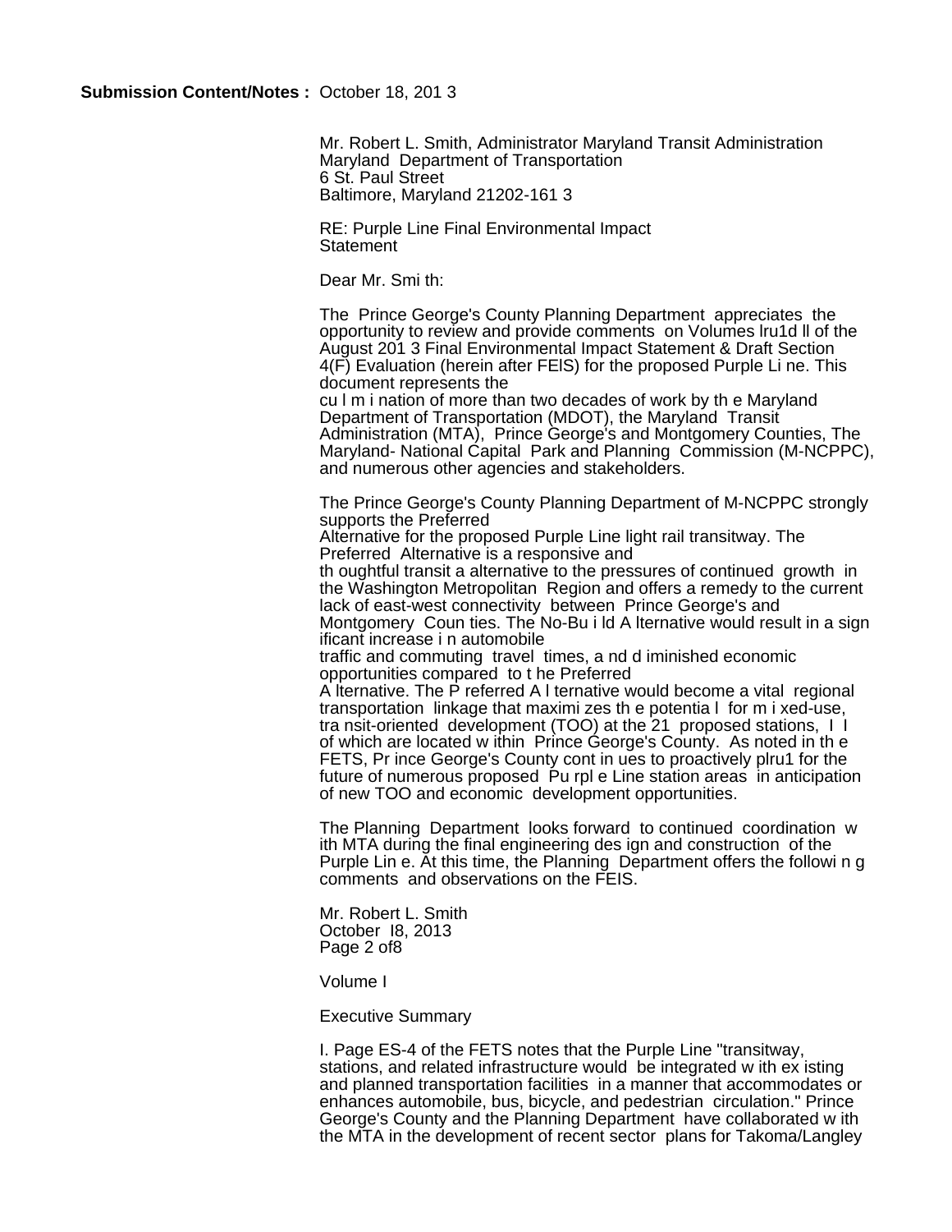**Submission Content/Notes :** October 18, 201 3

Mr. Robert L. Smith, Administrator Maryland Transit Administration
Maryland Department of Transportation
6 St. Paul Street
Baltimore, Maryland 21202-161 3

RE: Purple Line Final Environmental Impact
Statement

Dear Mr. Smi th:

The Prince George's County Planning Department appreciates the opportunity to review and provide comments on Volumes lru1d ll of the August 201 3 Final Environmental Impact Statement & Draft Section 4(F) Evaluation (herein after FEIS) for the proposed Purple Li ne. This document represents the
cu l m i nation of more than two decades of work by th e Maryland Department of Transportation (MDOT), the Maryland Transit Administration (MTA), Prince George's and Montgomery Counties, The Maryland- National Capital Park and Planning Commission (M-NCPPC), and numerous other agencies and stakeholders.

The Prince George's County Planning Department of M-NCPPC strongly supports the Preferred
Alternative for the proposed Purple Line light rail transitway. The Preferred Alternative is a responsive and
th oughtful transit a alternative to the pressures of continued growth in the Washington Metropolitan Region and offers a remedy to the current lack of east-west connectivity between Prince George's and Montgomery Coun ties. The No-Bu i ld A lternative would result in a sign ificant increase i n automobile
traffic and commuting travel times, a nd d iminished economic opportunities compared to t he Preferred
A lternative. The P referred A l ternative would become a vital regional transportation linkage that maximi zes th e potentia l for m i xed-use, tra nsit-oriented development (TOO) at the 21 proposed stations, I I of which are located w ithin Prince George's County. As noted in th e FETS, Pr ince George's County cont in ues to proactively plru1 for the future of numerous proposed Pu rpl e Line station areas in anticipation of new TOO and economic development opportunities.

The Planning Department looks forward to continued coordination w ith MTA during the final engineering des ign and construction of the Purple Lin e. At this time, the Planning Department offers the followi n g comments and observations on the FEIS.

Mr. Robert L. Smith
October l8, 2013
Page 2 of8

Volume I

Executive Summary

I. Page ES-4 of the FETS notes that the Purple Line "transitway, stations, and related infrastructure would be integrated w ith ex isting and planned transportation facilities in a manner that accommodates or enhances automobile, bus, bicycle, and pedestrian circulation." Prince George's County and the Planning Department have collaborated w ith the MTA in the development of recent sector plans for Takoma/Langley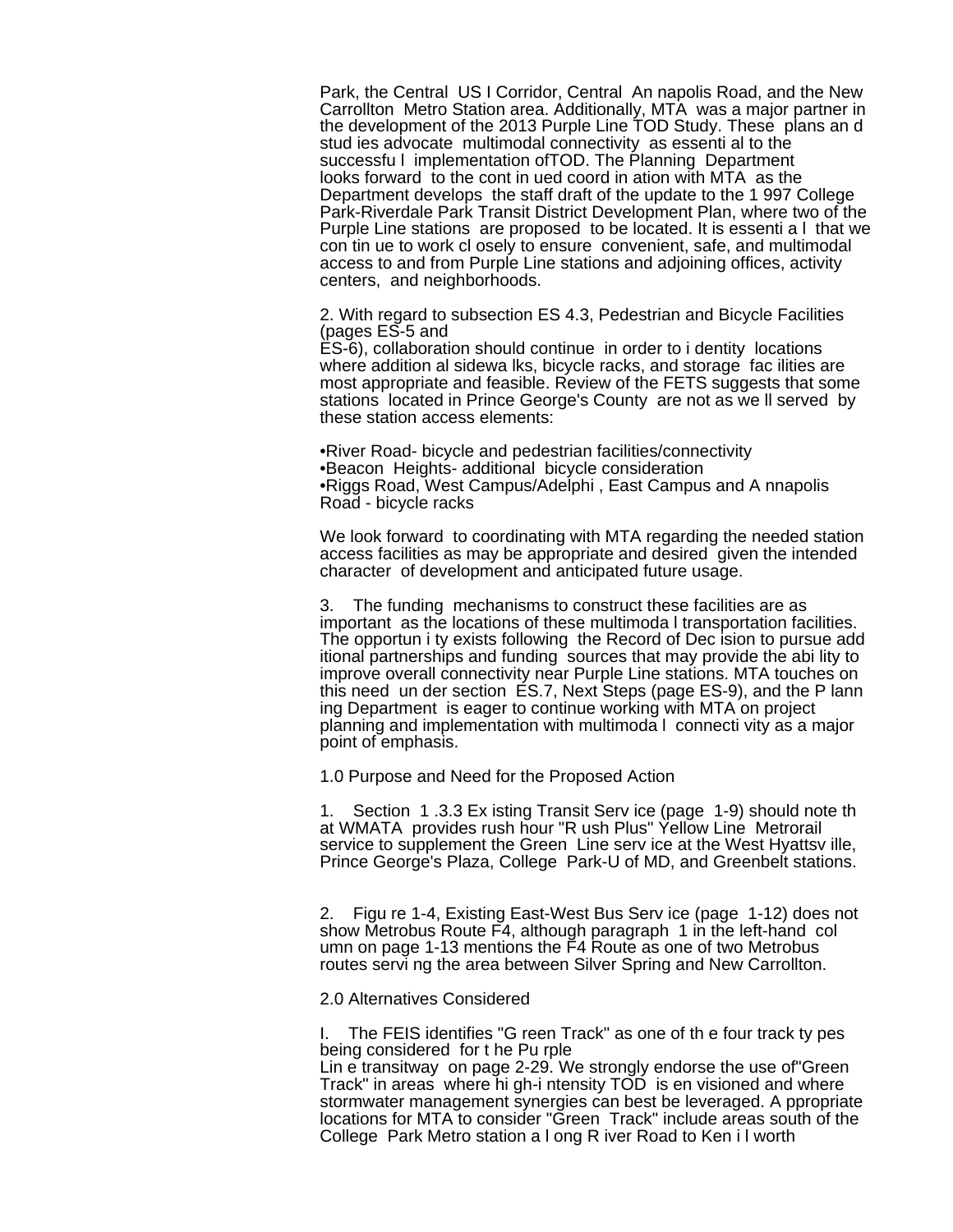Park, the Central US I Corridor, Central Annapolis Road, and the New Carrollton Metro Station area. Additionally, MTA was a major partner in the development of the 2013 Purple Line TOD Study. These plans and studies advocate multimodal connectivity as essential to the successful implementation ofTOD. The Planning Department looks forward to the continued coordination with MTA as the Department develops the staff draft of the update to the 1997 College Park-Riverdale Park Transit District Development Plan, where two of the Purple Line stations are proposed to be located. It is essential that we continue to work closely to ensure convenient, safe, and multimodal access to and from Purple Line stations and adjoining offices, activity centers, and neighborhoods.

2. With regard to subsection ES 4.3, Pedestrian and Bicycle Facilities (pages ES-5 and ES-6), collaboration should continue in order to identity locations where additional sidewalks, bicycle racks, and storage facilities are most appropriate and feasible. Review of the FETS suggests that some stations located in Prince George's County are not as well served by these station access elements:

- River Road- bicycle and pedestrian facilities/connectivity
- Beacon Heights- additional bicycle consideration
- Riggs Road, West Campus/Adelphi , East Campus and Annapolis Road - bicycle racks

We look forward to coordinating with MTA regarding the needed station access facilities as may be appropriate and desired given the intended character of development and anticipated future usage.

3. The funding mechanisms to construct these facilities are as important as the locations of these multimodal transportation facilities. The opportunity exists following the Record of Decision to pursue additional partnerships and funding sources that may provide the ability to improve overall connectivity near Purple Line stations. MTA touches on this need under section ES.7, Next Steps (page ES-9), and the Planning Department is eager to continue working with MTA on project planning and implementation with multimodal connectivity as a major point of emphasis.

1.0 Purpose and Need for the Proposed Action

1. Section 1.3.3 Existing Transit Service (page 1-9) should note that WMATA provides rush hour "Rush Plus" Yellow Line Metrorail service to supplement the Green Line service at the West Hyattsville, Prince George's Plaza, College Park-U of MD, and Greenbelt stations.

2. Figure 1-4, Existing East-West Bus Service (page 1-12) does not show Metrobus Route F4, although paragraph 1 in the left-hand column on page 1-13 mentions the F4 Route as one of two Metrobus routes serving the area between Silver Spring and New Carrollton.

2.0 Alternatives Considered

I. The FEIS identifies "Green Track" as one of the four track types being considered for the Purple Line transitway on page 2-29. We strongly endorse the use of"Green Track" in areas where high-intensity TOD is envisioned and where stormwater management synergies can best be leveraged. Appropriate locations for MTA to consider "Green Track" include areas south of the College Park Metro station along River Road to Kenilworth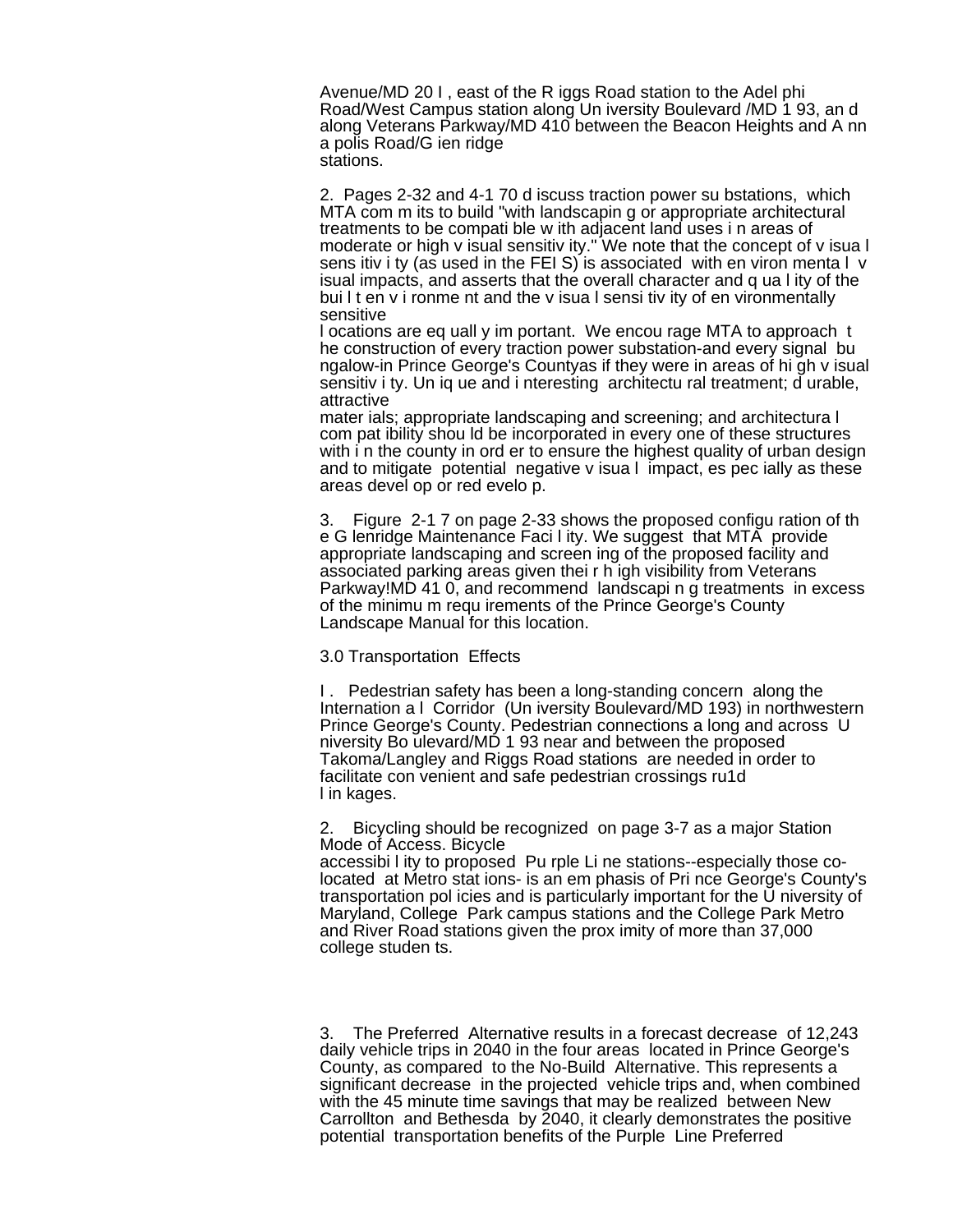Avenue/MD 20 l , east of the R iggs Road station to the Adel phi Road/West Campus station along Un iversity Boulevard /MD 1 93, an d along Veterans Parkway/MD 410 between the Beacon Heights and A nn a polis Road/G ien ridge stations.

2. Pages 2-32 and 4-1 70 d iscuss traction power su bstations, which MTA com m its to build "with landscapin g or appropriate architectural treatments to be compati ble w ith adjacent land uses i n areas of moderate or high v isual sensitiv ity." We note that the concept of v isua l sens itiv i ty (as used in the FEI S) is associated with en viron menta l v isual impacts, and asserts that the overall character and q ua l ity of the bui l t en v i ronme nt and the v isua l sensi tiv ity of en vironmentally sensitive l ocations are eq uall y im portant. We encou rage MTA to approach t he construction of every traction power substation-and every signal bu ngalow-in Prince George's Countyas if they were in areas of hi gh v isual sensitiv i ty. Un iq ue and i nteresting architectu ral treatment; d urable, attractive mater ials; appropriate landscaping and screening; and architectura l com pat ibility shou ld be incorporated in every one of these structures with i n the county in ord er to ensure the highest quality of urban design and to mitigate potential negative v isua l impact, es pec ially as these areas devel op or red evelo p.

3. Figure 2-1 7 on page 2-33 shows the proposed configu ration of th e G lenridge Maintenance Faci l ity. We suggest that MTA provide appropriate landscaping and screen ing of the proposed facility and associated parking areas given thei r h igh visibility from Veterans Parkway!MD 41 0, and recommend landscapi n g treatments in excess of the minimu m requ irements of the Prince George's County Landscape Manual for this location.

3.0 Transportation Effects

l . Pedestrian safety has been a long-standing concern along the Internation a l Corridor (Un iversity Boulevard/MD 193) in northwestern Prince George's County. Pedestrian connections a long and across U niversity Bo ulevard/MD 1 93 near and between the proposed Takoma/Langley and Riggs Road stations are needed in order to facilitate con venient and safe pedestrian crossings ru1d l in kages.

2. Bicycling should be recognized on page 3-7 as a major Station Mode of Access. Bicycle accessibi l ity to proposed Pu rple Li ne stations--especially those co-located at Metro stat ions- is an em phasis of Pri nce George's County's transportation pol icies and is particularly important for the U niversity of Maryland, College Park campus stations and the College Park Metro and River Road stations given the prox imity of more than 37,000 college studen ts.

3. The Preferred Alternative results in a forecast decrease of 12,243 daily vehicle trips in 2040 in the four areas located in Prince George's County, as compared to the No-Build Alternative. This represents a significant decrease in the projected vehicle trips and, when combined with the 45 minute time savings that may be realized between New Carrollton and Bethesda by 2040, it clearly demonstrates the positive potential transportation benefits of the Purple Line Preferred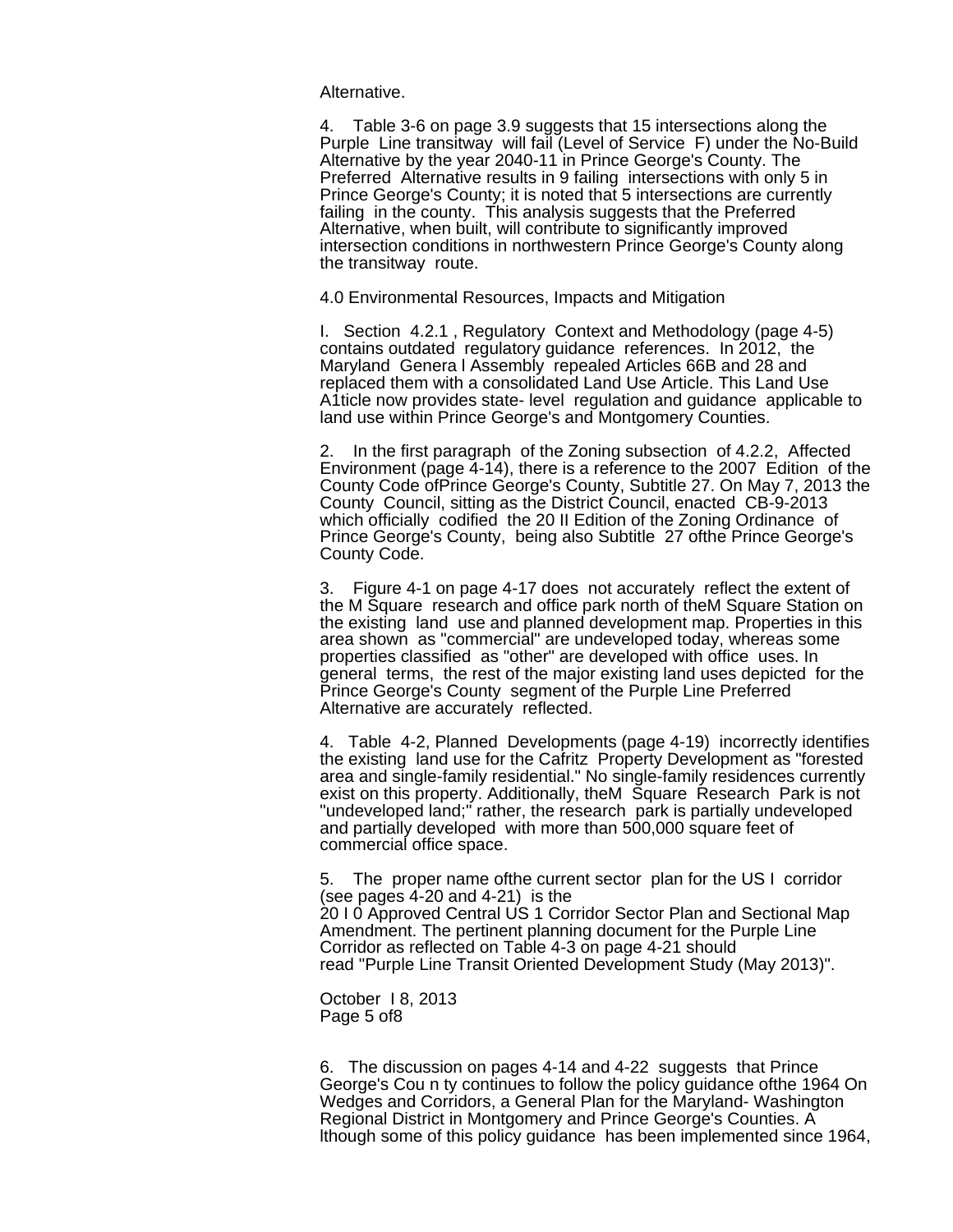Alternative.

4. Table 3-6 on page 3.9 suggests that 15 intersections along the Purple Line transitway will fail (Level of Service F) under the No-Build Alternative by the year 2040-11 in Prince George's County. The Preferred Alternative results in 9 failing intersections with only 5 in Prince George's County; it is noted that 5 intersections are currently failing in the county. This analysis suggests that the Preferred Alternative, when built, will contribute to significantly improved intersection conditions in northwestern Prince George's County along the transitway route.

4.0 Environmental Resources, Impacts and Mitigation

I. Section 4.2.1 , Regulatory Context and Methodology (page 4-5) contains outdated regulatory guidance references. In 2012, the Maryland Genera l Assembly repealed Articles 66B and 28 and replaced them with a consolidated Land Use Article. This Land Use A1ticle now provides state- level regulation and guidance applicable to land use within Prince George's and Montgomery Counties.

2. In the first paragraph of the Zoning subsection of 4.2.2, Affected Environment (page 4-14), there is a reference to the 2007 Edition of the County Code ofPrince George's County, Subtitle 27. On May 7, 2013 the County Council, sitting as the District Council, enacted CB-9-2013 which officially codified the 20 II Edition of the Zoning Ordinance of Prince George's County, being also Subtitle 27 ofthe Prince George's County Code.

3. Figure 4-1 on page 4-17 does not accurately reflect the extent of the M Square research and office park north of theM Square Station on the existing land use and planned development map. Properties in this area shown as "commercial" are undeveloped today, whereas some properties classified as "other" are developed with office uses. In general terms, the rest of the major existing land uses depicted for the Prince George's County segment of the Purple Line Preferred Alternative are accurately reflected.

4. Table 4-2, Planned Developments (page 4-19) incorrectly identifies the existing land use for the Cafritz Property Development as "forested area and single-family residential." No single-family residences currently exist on this property. Additionally, theM Square Research Park is not "undeveloped land;" rather, the research park is partially undeveloped and partially developed with more than 500,000 square feet of commercial office space.

5. The proper name ofthe current sector plan for the US I corridor (see pages 4-20 and 4-21) is the
20 I 0 Approved Central US 1 Corridor Sector Plan and Sectional Map Amendment. The pertinent planning document for the Purple Line Corridor as reflected on Table 4-3 on page 4-21 should read "Purple Line Transit Oriented Development Study (May 2013)".

October I 8, 2013
Page 5 of8

6. The discussion on pages 4-14 and 4-22 suggests that Prince George's Cou n ty continues to follow the policy guidance ofthe 1964 On Wedges and Corridors, a General Plan for the Maryland- Washington Regional District in Montgomery and Prince George's Counties. A lthough some of this policy guidance has been implemented since 1964,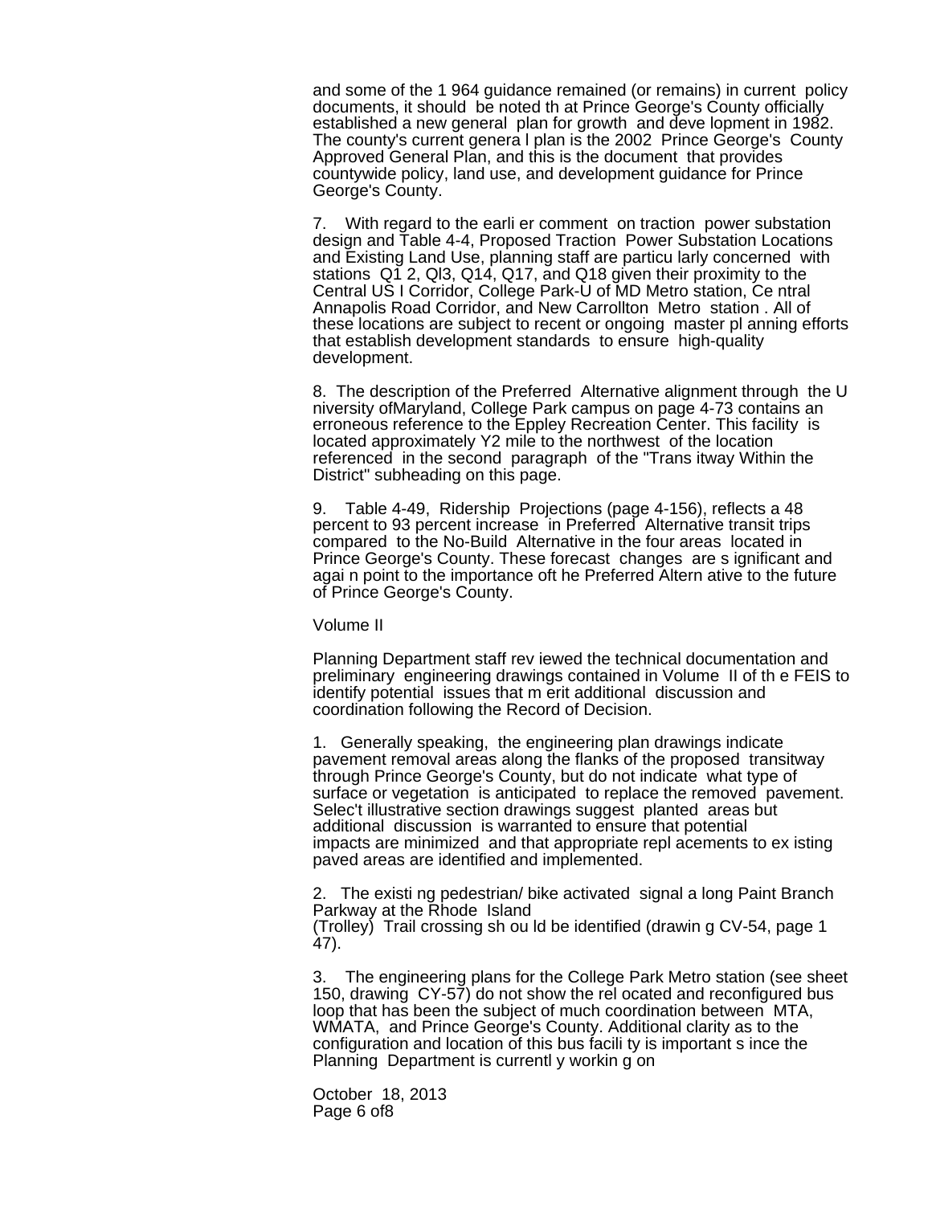and some of the 1 964 guidance remained (or remains) in current policy documents, it should be noted th at Prince George's County officially established a new general plan for growth and deve lopment in 1982. The county's current genera l plan is the 2002 Prince George's County Approved General Plan, and this is the document that provides countywide policy, land use, and development guidance for Prince George's County.

7. With regard to the earli er comment on traction power substation design and Table 4-4, Proposed Traction Power Substation Locations and Existing Land Use, planning staff are particu larly concerned with stations Q1 2, Ql3, Q14, Q17, and Q18 given their proximity to the Central US I Corridor, College Park-U of MD Metro station, Ce ntral Annapolis Road Corridor, and New Carrollton Metro station . All of these locations are subject to recent or ongoing master pl anning efforts that establish development standards to ensure high-quality development.

8. The description of the Preferred Alternative alignment through the U niversity ofMaryland, College Park campus on page 4-73 contains an erroneous reference to the Eppley Recreation Center. This facility is located approximately Y2 mile to the northwest of the location referenced in the second paragraph of the "Trans itway Within the District" subheading on this page.

9. Table 4-49, Ridership Projections (page 4-156), reflects a 48 percent to 93 percent increase in Preferred Alternative transit trips compared to the No-Build Alternative in the four areas located in Prince George's County. These forecast changes are s ignificant and agai n point to the importance oft he Preferred Altern ative to the future of Prince George's County.

Volume II

Planning Department staff rev iewed the technical documentation and preliminary engineering drawings contained in Volume II of th e FEIS to identify potential issues that m erit additional discussion and coordination following the Record of Decision.

1. Generally speaking, the engineering plan drawings indicate pavement removal areas along the flanks of the proposed transitway through Prince George's County, but do not indicate what type of surface or vegetation is anticipated to replace the removed pavement. Selec't illustrative section drawings suggest planted areas but additional discussion is warranted to ensure that potential impacts are minimized and that appropriate repl acements to ex isting paved areas are identified and implemented.

2. The existi ng pedestrian/ bike activated signal a long Paint Branch Parkway at the Rhode Island (Trolley) Trail crossing sh ou ld be identified (drawin g CV-54, page 1 47).

3. The engineering plans for the College Park Metro station (see sheet 150, drawing CY-57) do not show the rel ocated and reconfigured bus loop that has been the subject of much coordination between MTA, WMATA, and Prince George's County. Additional clarity as to the configuration and location of this bus facili ty is important s ince the Planning Department is currentl y workin g on

October 18, 2013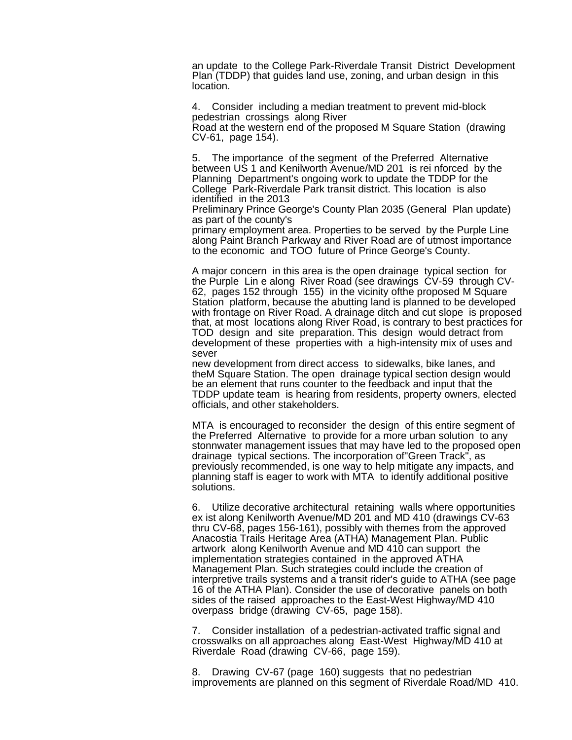an update to the College Park-Riverdale Transit District Development Plan (TDDP) that guides land use, zoning, and urban design in this location.

4. Consider including a median treatment to prevent mid-block pedestrian crossings along River Road at the western end of the proposed M Square Station (drawing CV-61, page 154).

5. The importance of the segment of the Preferred Alternative between US 1 and Kenilworth Avenue/MD 201 is rei nforced by the Planning Department's ongoing work to update the TDDP for the College Park-Riverdale Park transit district. This location is also identified in the 2013 Preliminary Prince George's County Plan 2035 (General Plan update) as part of the county's primary employment area. Properties to be served by the Purple Line along Paint Branch Parkway and River Road are of utmost importance to the economic and TOO future of Prince George's County.

A major concern in this area is the open drainage typical section for the Purple Lin e along River Road (see drawings CV-59 through CV-62, pages 152 through 155) in the vicinity ofthe proposed M Square Station platform, because the abutting land is planned to be developed with frontage on River Road. A drainage ditch and cut slope is proposed that, at most locations along River Road, is contrary to best practices for TOD design and site preparation. This design would detract from development of these properties with a high-intensity mix of uses and sever new development from direct access to sidewalks, bike lanes, and theM Square Station. The open drainage typical section design would be an element that runs counter to the feedback and input that the TDDP update team is hearing from residents, property owners, elected officials, and other stakeholders.

MTA is encouraged to reconsider the design of this entire segment of the Preferred Alternative to provide for a more urban solution to any stonnwater management issues that may have led to the proposed open drainage typical sections. The incorporation of"Green Track", as previously recommended, is one way to help mitigate any impacts, and planning staff is eager to work with MTA to identify additional positive solutions.

6. Utilize decorative architectural retaining walls where opportunities ex ist along Kenilworth Avenue/MD 201 and MD 410 (drawings CV-63 thru CV-68, pages 156-161), possibly with themes from the approved Anacostia Trails Heritage Area (ATHA) Management Plan. Public artwork along Kenilworth Avenue and MD 410 can support the implementation strategies contained in the approved ATHA Management Plan. Such strategies could include the creation of interpretive trails systems and a transit rider's guide to ATHA (see page 16 of the ATHA Plan). Consider the use of decorative panels on both sides of the raised approaches to the East-West Highway/MD 410 overpass bridge (drawing CV-65, page 158).

7. Consider installation of a pedestrian-activated traffic signal and crosswalks on all approaches along East-West Highway/MD 410 at Riverdale Road (drawing CV-66, page 159).

8. Drawing CV-67 (page 160) suggests that no pedestrian improvements are planned on this segment of Riverdale Road/MD 410.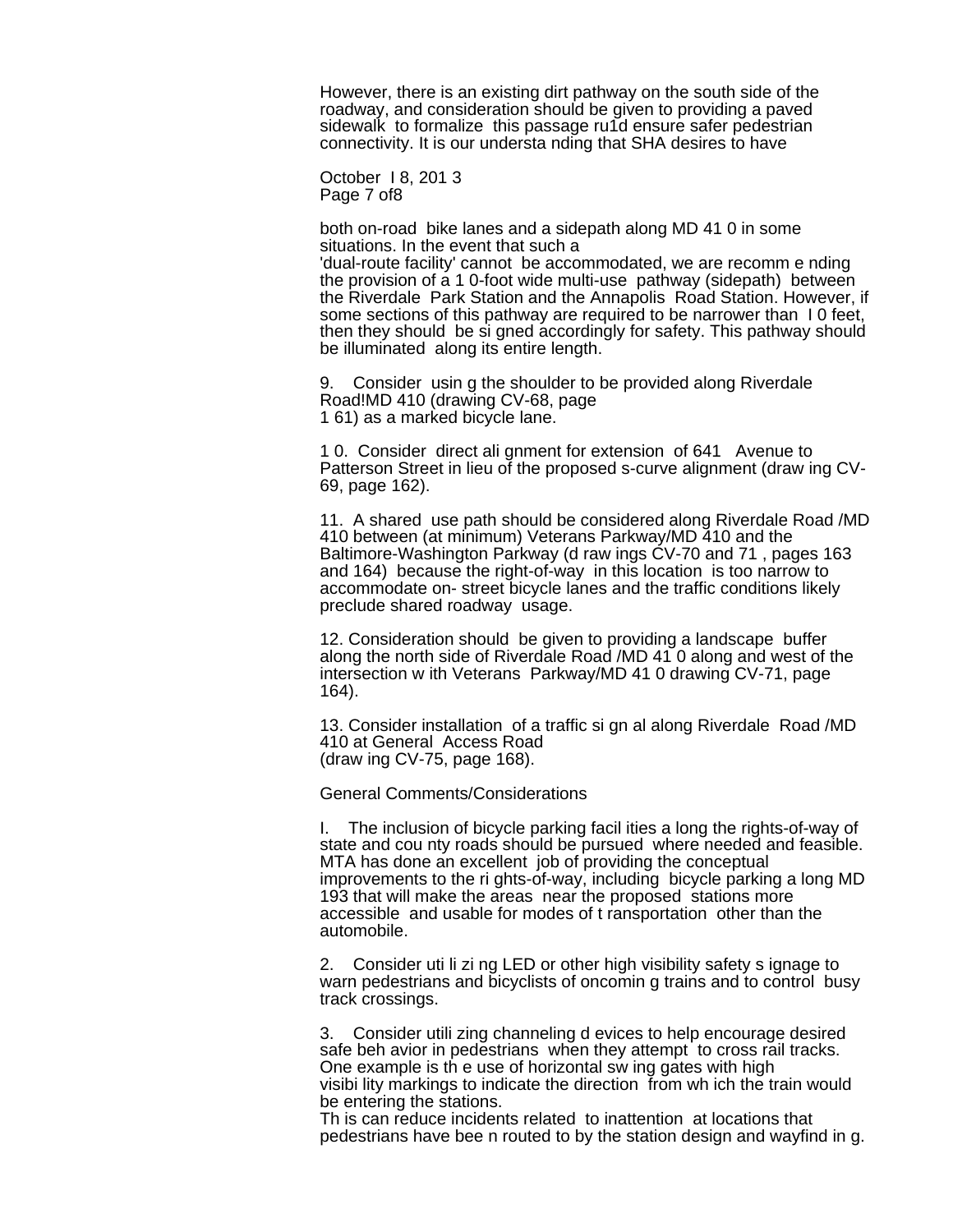However, there is an existing dirt pathway on the south side of the roadway, and consideration should be given to providing a paved sidewalk to formalize this passage ru1d ensure safer pedestrian connectivity. It is our understa nding that SHA desires to have

both on-road bike lanes and a sidepath along MD 41 0 in some situations. In the event that such a 'dual-route facility' cannot be accommodated, we are recomm e nding the provision of a 1 0-foot wide multi-use pathway (sidepath) between the Riverdale Park Station and the Annapolis Road Station. However, if some sections of this pathway are required to be narrower than I 0 feet, then they should be si gned accordingly for safety. This pathway should be illuminated along its entire length.

9. Consider usin g the shoulder to be provided along Riverdale Road!MD 410 (drawing CV-68, page 1 61) as a marked bicycle lane.

1 0. Consider direct ali gnment for extension of 641 Avenue to Patterson Street in lieu of the proposed s-curve alignment (draw ing CV-69, page 162).

11. A shared use path should be considered along Riverdale Road /MD 410 between (at minimum) Veterans Parkway/MD 410 and the Baltimore-Washington Parkway (d raw ings CV-70 and 71 , pages 163 and 164) because the right-of-way in this location is too narrow to accommodate on- street bicycle lanes and the traffic conditions likely preclude shared roadway usage.

12. Consideration should be given to providing a landscape buffer along the north side of Riverdale Road /MD 41 0 along and west of the intersection w ith Veterans Parkway/MD 41 0 drawing CV-71, page 164).

13. Consider installation of a traffic si gn al along Riverdale Road /MD 410 at General Access Road (draw ing CV-75, page 168).

General Comments/Considerations

I. The inclusion of bicycle parking facil ities a long the rights-of-way of state and cou nty roads should be pursued where needed and feasible. MTA has done an excellent job of providing the conceptual improvements to the ri ghts-of-way, including bicycle parking a long MD 193 that will make the areas near the proposed stations more accessible and usable for modes of t ransportation other than the automobile.

2. Consider uti li zi ng LED or other high visibility safety s ignage to warn pedestrians and bicyclists of oncomin g trains and to control busy track crossings.

3. Consider utili zing channeling d evices to help encourage desired safe beh avior in pedestrians when they attempt to cross rail tracks. One example is th e use of horizontal sw ing gates with high visibi lity markings to indicate the direction from wh ich the train would be entering the stations. Th is can reduce incidents related to inattention at locations that pedestrians have bee n routed to by the station design and wayfind in g.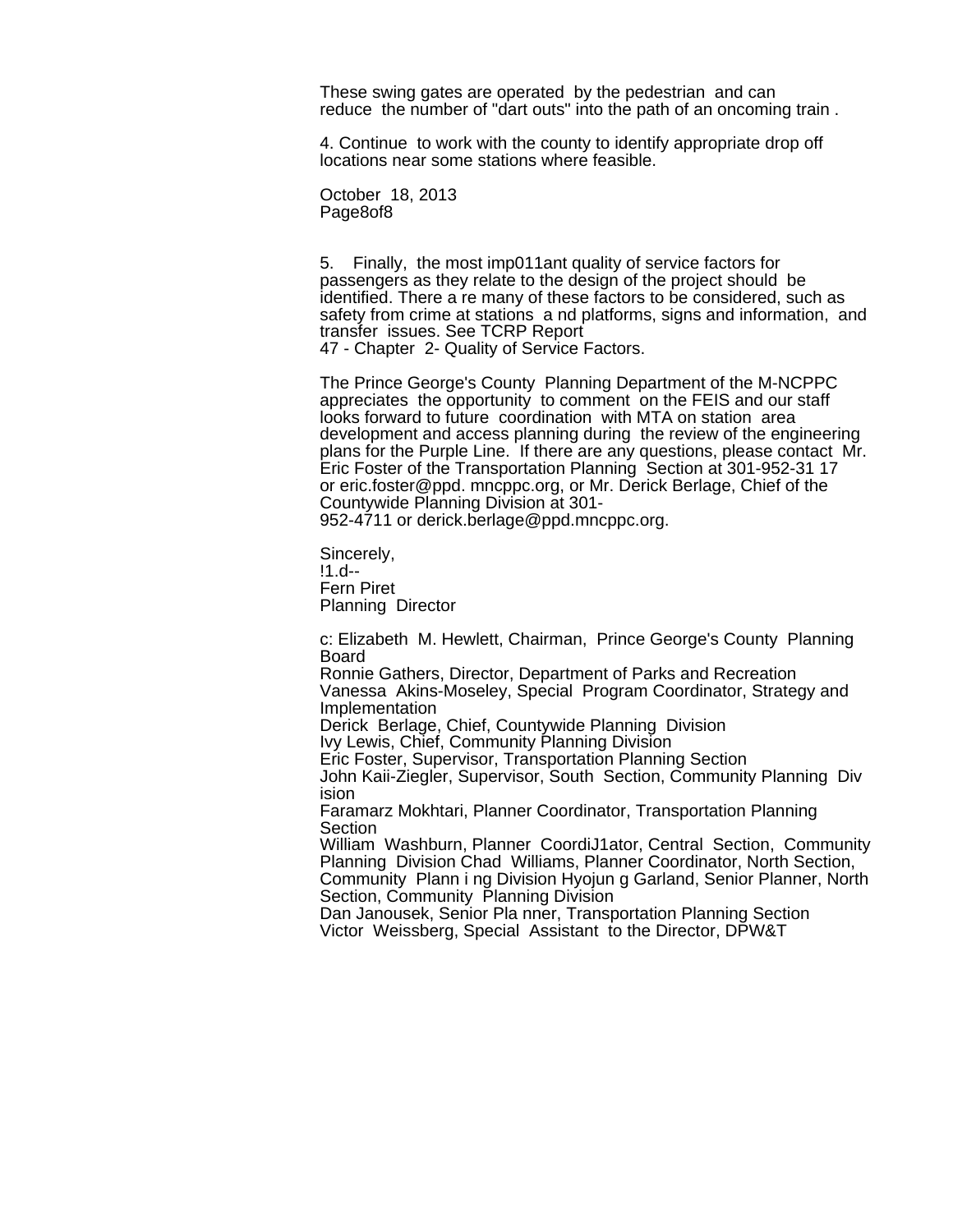These swing gates are operated by the pedestrian and can reduce the number of "dart outs" into the path of an oncoming train .

4. Continue to work with the county to identify appropriate drop off locations near some stations where feasible.

October 18, 2013
Page8of8

5. Finally, the most imp011ant quality of service factors for passengers as they relate to the design of the project should be identified. There a re many of these factors to be considered, such as safety from crime at stations a nd platforms, signs and information, and transfer issues. See TCRP Report 47 - Chapter 2- Quality of Service Factors.

The Prince George's County Planning Department of the M-NCPPC appreciates the opportunity to comment on the FEIS and our staff looks forward to future coordination with MTA on station area development and access planning during the review of the engineering plans for the Purple Line. If there are any questions, please contact Mr. Eric Foster of the Transportation Planning Section at 301-952-31 17 or eric.foster@ppd. mncppc.org, or Mr. Derick Berlage, Chief of the Countywide Planning Division at 301-952-4711 or derick.berlage@ppd.mncppc.org.

Sincerely,
!1.d--
Fern Piret
Planning Director

c: Elizabeth M. Hewlett, Chairman, Prince George's County Planning Board
Ronnie Gathers, Director, Department of Parks and Recreation
Vanessa Akins-Moseley, Special Program Coordinator, Strategy and Implementation
Derick Berlage, Chief, Countywide Planning Division
Ivy Lewis, Chief, Community Planning Division
Eric Foster, Supervisor, Transportation Planning Section
John Kaii-Ziegler, Supervisor, South Section, Community Planning Division
Faramarz Mokhtari, Planner Coordinator, Transportation Planning Section
William Washburn, Planner CoordiJ1ator, Central Section, Community Planning Division Chad Williams, Planner Coordinator, North Section, Community Plann i ng Division Hyojun g Garland, Senior Planner, North Section, Community Planning Division
Dan Janousek, Senior Pla nner, Transportation Planning Section
Victor Weissberg, Special Assistant to the Director, DPW&T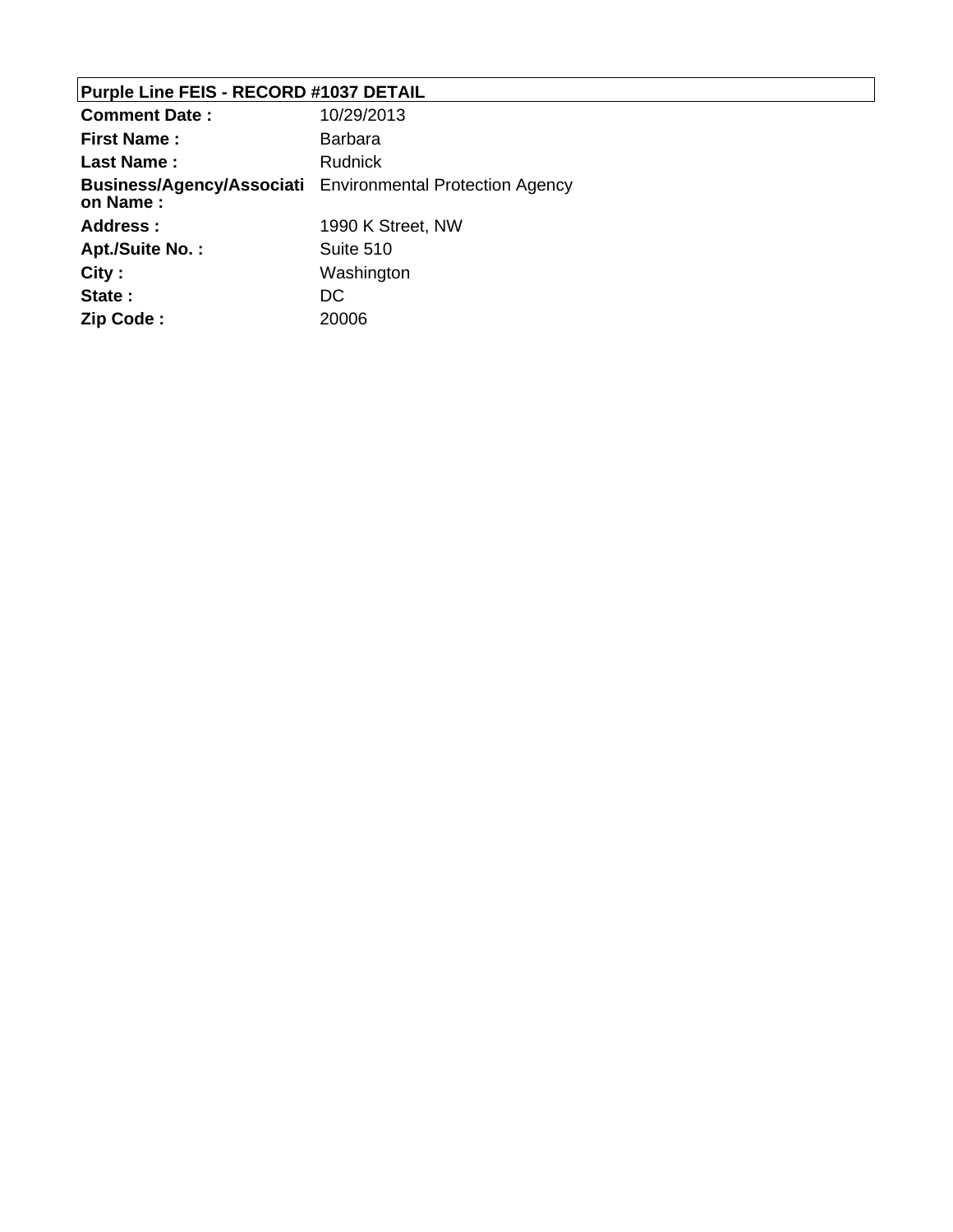**Purple Line FEIS - RECORD #1037 DETAIL**

| | |
|---|---|
| **Comment Date :** | 10/29/2013 |
| **First Name :** | Barbara |
| **Last Name :** | Rudnick |
| **Business/Agency/Association Name :** | Environmental Protection Agency |
| **Address :** | 1990 K Street, NW |
| **Apt./Suite No. :** | Suite 510 |
| **City :** | Washington |
| **State :** | DC |
| **Zip Code :** | 20006 |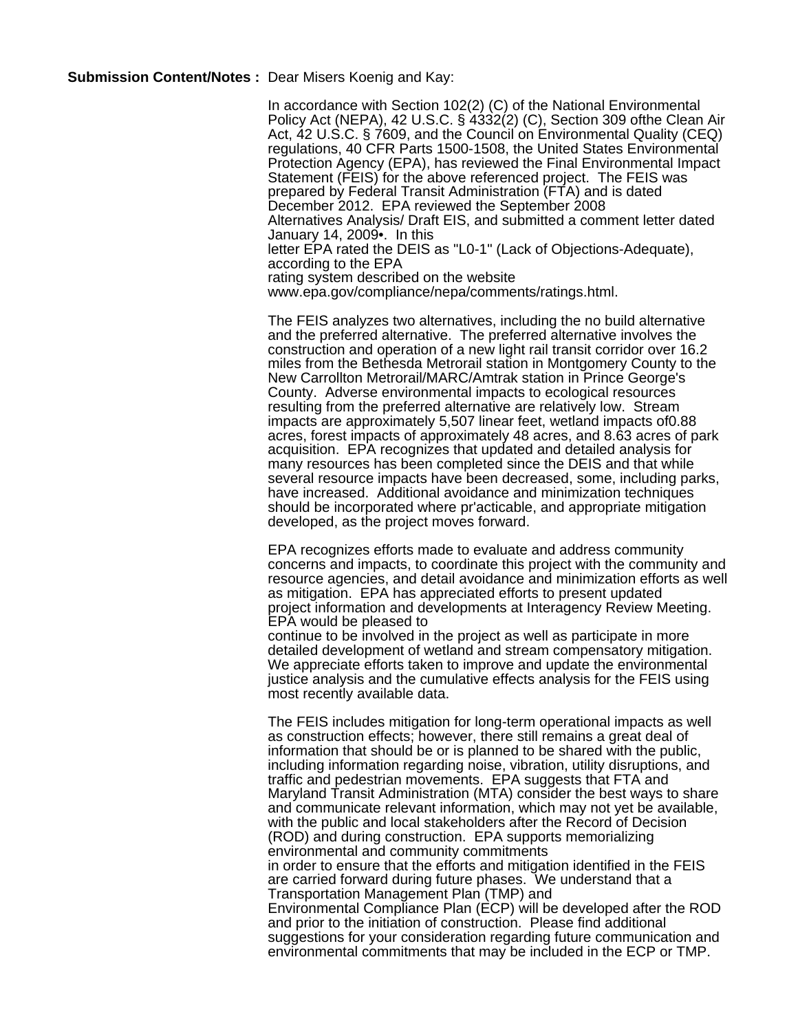**Submission Content/Notes :** Dear Misers Koenig and Kay:

In accordance with Section 102(2) (C) of the National Environmental Policy Act (NEPA), 42 U.S.C. § 4332(2) (C), Section 309 ofthe Clean Air Act, 42 U.S.C. § 7609, and the Council on Environmental Quality (CEQ) regulations, 40 CFR Parts 1500-1508, the United States Environmental Protection Agency (EPA), has reviewed the Final Environmental Impact Statement (FEIS) for the above referenced project. The FEIS was prepared by Federal Transit Administration (FTA) and is dated December 2012. EPA reviewed the September 2008 Alternatives Analysis/ Draft EIS, and submitted a comment letter dated January 14, 2009•. In this letter EPA rated the DEIS as "L0-1" (Lack of Objections-Adequate), according to the EPA rating system described on the website www.epa.gov/compliance/nepa/comments/ratings.html.

The FEIS analyzes two alternatives, including the no build alternative and the preferred alternative. The preferred alternative involves the construction and operation of a new light rail transit corridor over 16.2 miles from the Bethesda Metrorail station in Montgomery County to the New Carrollton Metrorail/MARC/Amtrak station in Prince George's County. Adverse environmental impacts to ecological resources resulting from the preferred alternative are relatively low. Stream impacts are approximately 5,507 linear feet, wetland impacts of0.88 acres, forest impacts of approximately 48 acres, and 8.63 acres of park acquisition. EPA recognizes that updated and detailed analysis for many resources has been completed since the DEIS and that while several resource impacts have been decreased, some, including parks, have increased. Additional avoidance and minimization techniques should be incorporated where pr'acticable, and appropriate mitigation developed, as the project moves forward.

EPA recognizes efforts made to evaluate and address community concerns and impacts, to coordinate this project with the community and resource agencies, and detail avoidance and minimization efforts as well as mitigation. EPA has appreciated efforts to present updated project information and developments at Interagency Review Meeting. EPA would be pleased to continue to be involved in the project as well as participate in more detailed development of wetland and stream compensatory mitigation. We appreciate efforts taken to improve and update the environmental justice analysis and the cumulative effects analysis for the FEIS using most recently available data.

The FEIS includes mitigation for long-term operational impacts as well as construction effects; however, there still remains a great deal of information that should be or is planned to be shared with the public, including information regarding noise, vibration, utility disruptions, and traffic and pedestrian movements. EPA suggests that FTA and Maryland Transit Administration (MTA) consider the best ways to share and communicate relevant information, which may not yet be available, with the public and local stakeholders after the Record of Decision (ROD) and during construction. EPA supports memorializing environmental and community commitments in order to ensure that the efforts and mitigation identified in the FEIS are carried forward during future phases. We understand that a Transportation Management Plan (TMP) and Environmental Compliance Plan (ECP) will be developed after the ROD and prior to the initiation of construction. Please find additional suggestions for your consideration regarding future communication and environmental commitments that may be included in the ECP or TMP.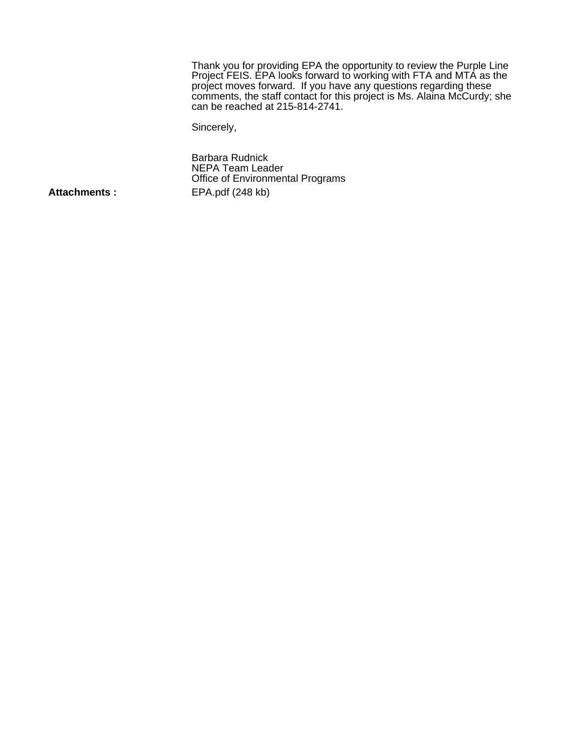Thank you for providing EPA the opportunity to review the Purple Line Project FEIS. EPA looks forward to working with FTA and MTA as the project moves forward. If you have any questions regarding these comments, the staff contact for this project is Ms. Alaina McCurdy; she can be reached at 215-814-2741.

Sincerely,

Barbara Rudnick
NEPA Team Leader
Office of Environmental Programs

**Attachments :** EPA.pdf (248 kb)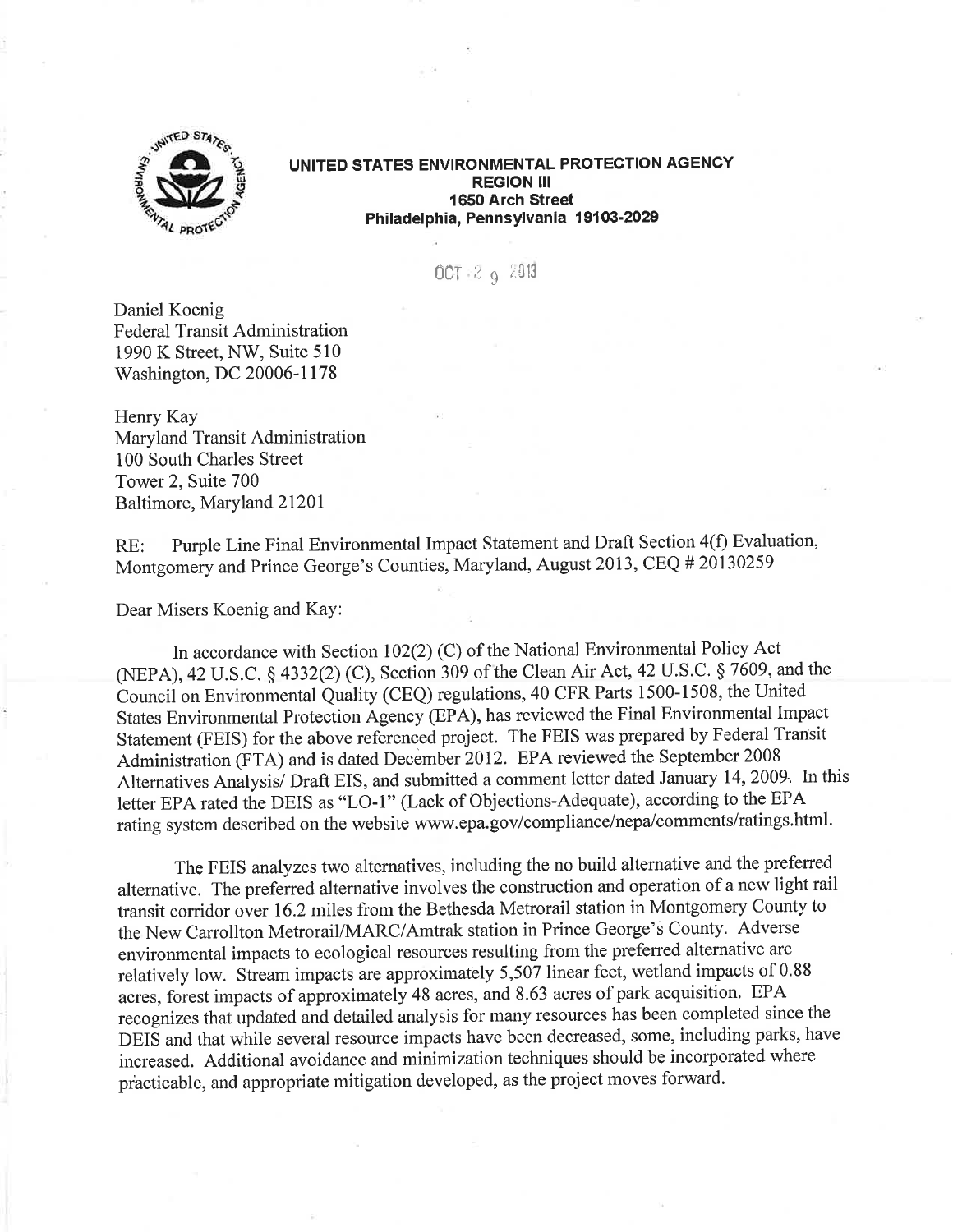**UNITED STATES ENVIRONMENTAL PROTECTION AGENCY**
**REGION III**
**1650 Arch Street**
**Philadelphia, Pennsylvania 19103-2029**

OCT 29 2013

Daniel Koenig
Federal Transit Administration
1990 K Street, NW, Suite 510
Washington, DC 20006-1178

Henry Kay
Maryland Transit Administration
100 South Charles Street
Tower 2, Suite 700
Baltimore, Maryland 21201

RE: Purple Line Final Environmental Impact Statement and Draft Section 4(f) Evaluation, Montgomery and Prince George's Counties, Maryland, August 2013, CEQ # 20130259

Dear Misers Koenig and Kay:

In accordance with Section 102(2) (C) of the National Environmental Policy Act (NEPA), 42 U.S.C. § 4332(2) (C), Section 309 of the Clean Air Act, 42 U.S.C. § 7609, and the Council on Environmental Quality (CEQ) regulations, 40 CFR Parts 1500-1508, the United States Environmental Protection Agency (EPA), has reviewed the Final Environmental Impact Statement (FEIS) for the above referenced project. The FEIS was prepared by Federal Transit Administration (FTA) and is dated December 2012. EPA reviewed the September 2008 Alternatives Analysis/ Draft EIS, and submitted a comment letter dated January 14, 2009. In this letter EPA rated the DEIS as "LO-1" (Lack of Objections-Adequate), according to the EPA rating system described on the website www.epa.gov/compliance/nepa/comments/ratings.html.

The FEIS analyzes two alternatives, including the no build alternative and the preferred alternative. The preferred alternative involves the construction and operation of a new light rail transit corridor over 16.2 miles from the Bethesda Metrorail station in Montgomery County to the New Carrollton Metrorail/MARC/Amtrak station in Prince George's County. Adverse environmental impacts to ecological resources resulting from the preferred alternative are relatively low. Stream impacts are approximately 5,507 linear feet, wetland impacts of 0.88 acres, forest impacts of approximately 48 acres, and 8.63 acres of park acquisition. EPA recognizes that updated and detailed analysis for many resources has been completed since the DEIS and that while several resource impacts have been decreased, some, including parks, have increased. Additional avoidance and minimization techniques should be incorporated where practicable, and appropriate mitigation developed, as the project moves forward.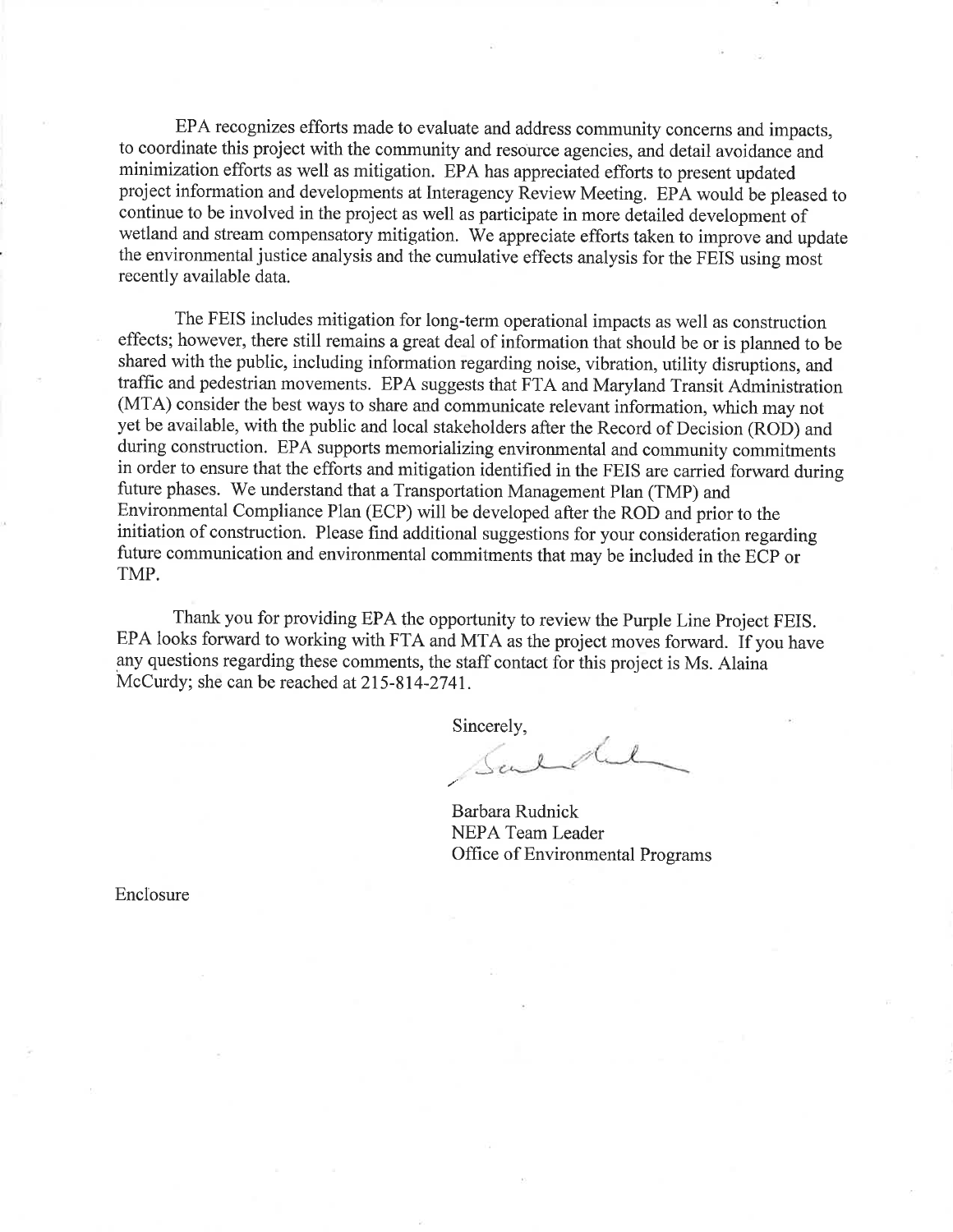EPA recognizes efforts made to evaluate and address community concerns and impacts, to coordinate this project with the community and resource agencies, and detail avoidance and minimization efforts as well as mitigation. EPA has appreciated efforts to present updated project information and developments at Interagency Review Meeting. EPA would be pleased to continue to be involved in the project as well as participate in more detailed development of wetland and stream compensatory mitigation. We appreciate efforts taken to improve and update the environmental justice analysis and the cumulative effects analysis for the FEIS using most recently available data.

The FEIS includes mitigation for long-term operational impacts as well as construction effects; however, there still remains a great deal of information that should be or is planned to be shared with the public, including information regarding noise, vibration, utility disruptions, and traffic and pedestrian movements. EPA suggests that FTA and Maryland Transit Administration (MTA) consider the best ways to share and communicate relevant information, which may not yet be available, with the public and local stakeholders after the Record of Decision (ROD) and during construction. EPA supports memorializing environmental and community commitments in order to ensure that the efforts and mitigation identified in the FEIS are carried forward during future phases. We understand that a Transportation Management Plan (TMP) and Environmental Compliance Plan (ECP) will be developed after the ROD and prior to the initiation of construction. Please find additional suggestions for your consideration regarding future communication and environmental commitments that may be included in the ECP or TMP.

Thank you for providing EPA the opportunity to review the Purple Line Project FEIS. EPA looks forward to working with FTA and MTA as the project moves forward. If you have any questions regarding these comments, the staff contact for this project is Ms. Alaina McCurdy; she can be reached at 215-814-2741.

Sincerely,

Barbara Rudnick
NEPA Team Leader
Office of Environmental Programs

Enclosure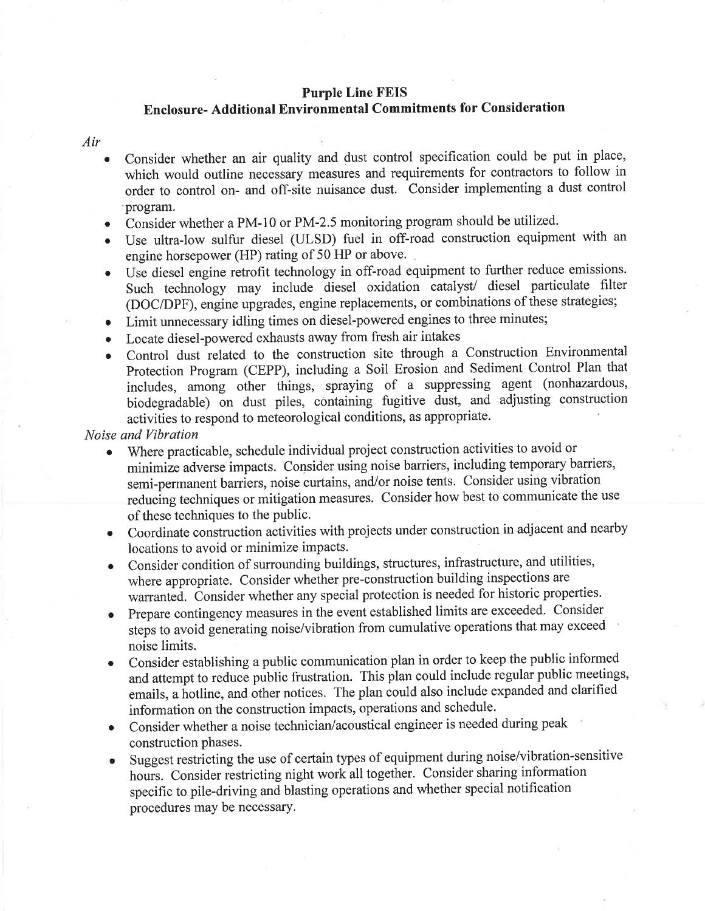**Purple Line FEIS**

**Enclosure- Additional Environmental Commitments for Consideration**

*Air*

- Consider whether an air quality and dust control specification could be put in place, which would outline necessary measures and requirements for contractors to follow in order to control on- and off-site nuisance dust. Consider implementing a dust control program.
- Consider whether a PM-10 or PM-2.5 monitoring program should be utilized.
- Use ultra-low sulfur diesel (ULSD) fuel in off-road construction equipment with an engine horsepower (HP) rating of 50 HP or above.
- Use diesel engine retrofit technology in off-road equipment to further reduce emissions. Such technology may include diesel oxidation catalyst/ diesel particulate filter (DOC/DPF), engine upgrades, engine replacements, or combinations of these strategies;
- Limit unnecessary idling times on diesel-powered engines to three minutes;
- Locate diesel-powered exhausts away from fresh air intakes
- Control dust related to the construction site through a Construction Environmental Protection Program (CEPP), including a Soil Erosion and Sediment Control Plan that includes, among other things, spraying of a suppressing agent (nonhazardous, biodegradable) on dust piles, containing fugitive dust, and adjusting construction activities to respond to meteorological conditions, as appropriate.

*Noise and Vibration*

- Where practicable, schedule individual project construction activities to avoid or minimize adverse impacts. Consider using noise barriers, including temporary barriers, semi-permanent barriers, noise curtains, and/or noise tents. Consider using vibration reducing techniques or mitigation measures. Consider how best to communicate the use of these techniques to the public.
- Coordinate construction activities with projects under construction in adjacent and nearby locations to avoid or minimize impacts.
- Consider condition of surrounding buildings, structures, infrastructure, and utilities, where appropriate. Consider whether pre-construction building inspections are warranted. Consider whether any special protection is needed for historic properties.
- Prepare contingency measures in the event established limits are exceeded. Consider steps to avoid generating noise/vibration from cumulative operations that may exceed noise limits.
- Consider establishing a public communication plan in order to keep the public informed and attempt to reduce public frustration. This plan could include regular public meetings, emails, a hotline, and other notices. The plan could also include expanded and clarified information on the construction impacts, operations and schedule.
- Consider whether a noise technician/acoustical engineer is needed during peak construction phases.
- Suggest restricting the use of certain types of equipment during noise/vibration-sensitive hours. Consider restricting night work all together. Consider sharing information specific to pile-driving and blasting operations and whether special notification procedures may be necessary.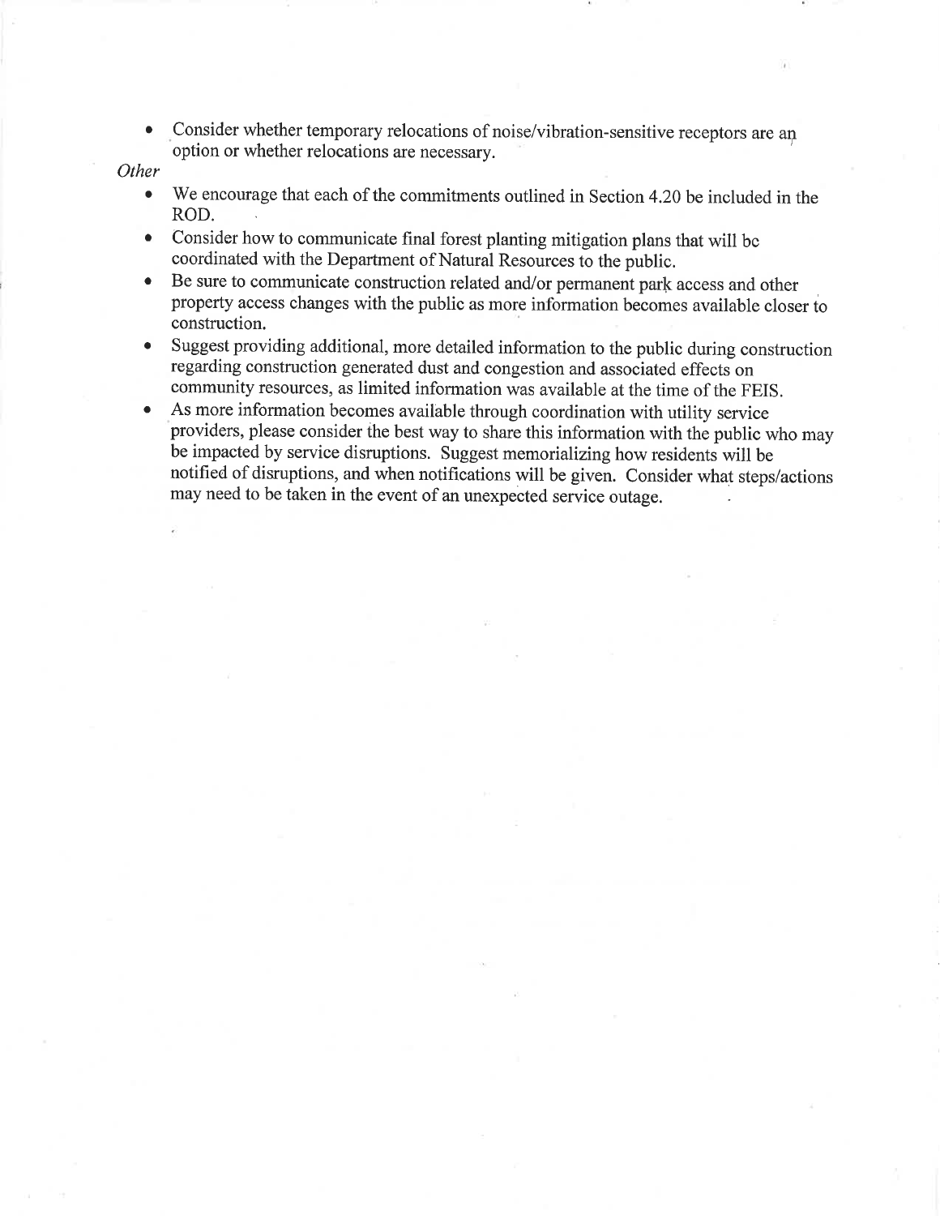- Consider whether temporary relocations of noise/vibration-sensitive receptors are an option or whether relocations are necessary.

*Other*

- We encourage that each of the commitments outlined in Section 4.20 be included in the ROD.
- Consider how to communicate final forest planting mitigation plans that will be coordinated with the Department of Natural Resources to the public.
- Be sure to communicate construction related and/or permanent park access and other property access changes with the public as more information becomes available closer to construction.
- Suggest providing additional, more detailed information to the public during construction regarding construction generated dust and congestion and associated effects on community resources, as limited information was available at the time of the FEIS.
- As more information becomes available through coordination with utility service providers, please consider the best way to share this information with the public who may be impacted by service disruptions. Suggest memorializing how residents will be notified of disruptions, and when notifications will be given. Consider what steps/actions may need to be taken in the event of an unexpected service outage.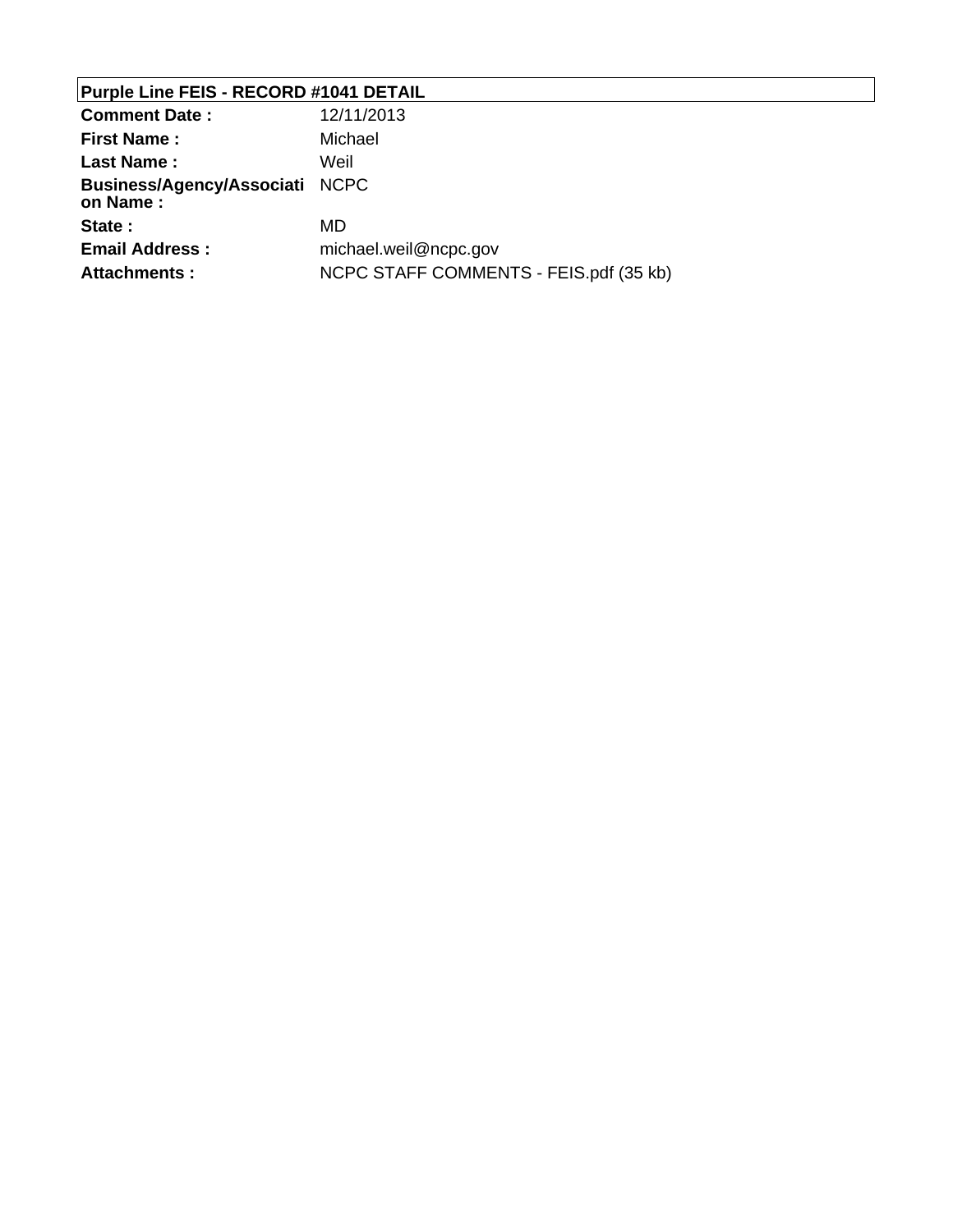**Purple Line FEIS - RECORD #1041 DETAIL**

| | |
|---|---|
| **Comment Date :** | 12/11/2013 |
| **First Name :** | Michael |
| **Last Name :** | Weil |
| **Business/Agency/Association Name :** | NCPC |
| **State :** | MD |
| **Email Address :** | michael.weil@ncpc.gov |
| **Attachments :** | NCPC STAFF COMMENTS - FEIS.pdf (35 kb) |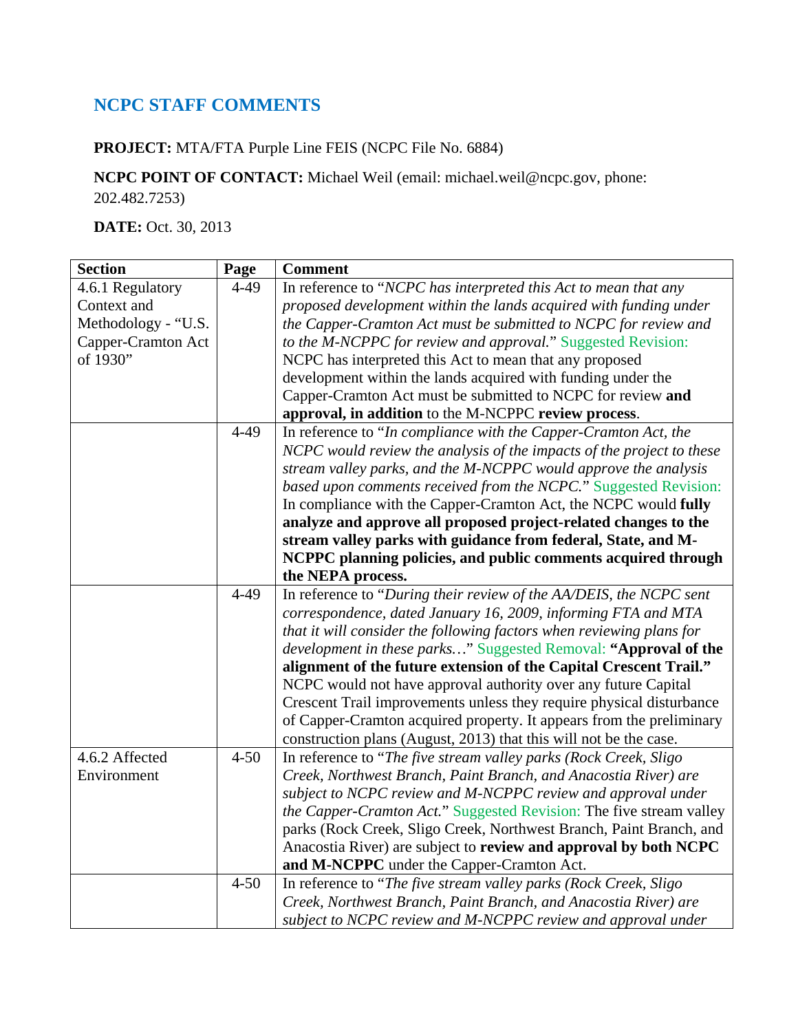## NCPC STAFF COMMENTS

**PROJECT:** MTA/FTA Purple Line FEIS (NCPC File No. 6884)

**NCPC POINT OF CONTACT:** Michael Weil (email: michael.weil@ncpc.gov, phone: 202.482.7253)

**DATE:** Oct. 30, 2013

| Section | Page | Comment |
|---|---|---|
| 4.6.1 Regulatory Context and Methodology - "U.S. Capper-Cramton Act of 1930" | 4-49 | In reference to "*NCPC has interpreted this Act to mean that any proposed development within the lands acquired with funding under the Capper-Cramton Act must be submitted to NCPC for review and to the M-NCPPC for review and approval.*" Suggested Revision: NCPC has interpreted this Act to mean that any proposed development within the lands acquired with funding under the Capper-Cramton Act must be submitted to NCPC for review **and approval, in addition** to the M-NCPPC **review process**. |
| | 4-49 | In reference to "*In compliance with the Capper-Cramton Act, the NCPC would review the analysis of the impacts of the project to these stream valley parks, and the M-NCPPC would approve the analysis based upon comments received from the NCPC.*" Suggested Revision: In compliance with the Capper-Cramton Act, the NCPC would **fully analyze and approve all proposed project-related changes to the stream valley parks with guidance from federal, State, and M-NCPPC planning policies, and public comments acquired through the NEPA process.** |
| | 4-49 | In reference to "*During their review of the AA/DEIS, the NCPC sent correspondence, dated January 16, 2009, informing FTA and MTA that it will consider the following factors when reviewing plans for development in these parks…*" Suggested Removal: **"Approval of the alignment of the future extension of the Capital Crescent Trail."** NCPC would not have approval authority over any future Capital Crescent Trail improvements unless they require physical disturbance of Capper-Cramton acquired property. It appears from the preliminary construction plans (August, 2013) that this will not be the case. |
| 4.6.2 Affected Environment | 4-50 | In reference to "*The five stream valley parks (Rock Creek, Sligo Creek, Northwest Branch, Paint Branch, and Anacostia River) are subject to NCPC review and M-NCPPC review and approval under the Capper-Cramton Act.*" Suggested Revision: The five stream valley parks (Rock Creek, Sligo Creek, Northwest Branch, Paint Branch, and Anacostia River) are subject to **review and approval by both NCPC and M-NCPPC** under the Capper-Cramton Act. |
| | 4-50 | In reference to "*The five stream valley parks (Rock Creek, Sligo Creek, Northwest Branch, Paint Branch, and Anacostia River) are subject to NCPC review and M-NCPPC review and approval under* |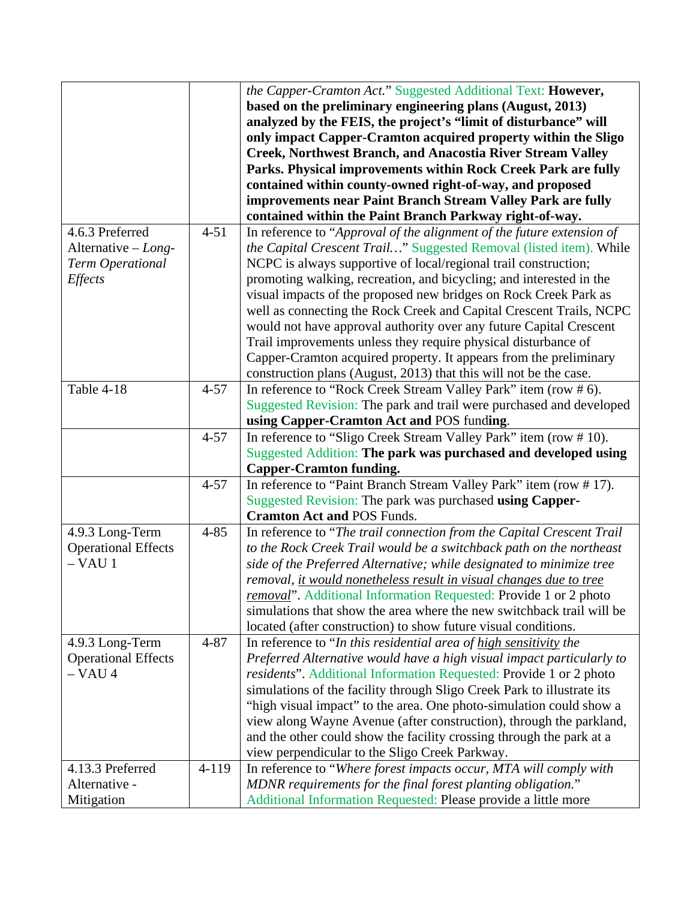| | | |
|---|---|---|
| | | *the Capper-Cramton Act.*" Suggested Additional Text: **However, based on the preliminary engineering plans (August, 2013) analyzed by the FEIS, the project's "limit of disturbance" will only impact Capper-Cramton acquired property within the Sligo Creek, Northwest Branch, and Anacostia River Stream Valley Parks. Physical improvements within Rock Creek Park are fully contained within county-owned right-of-way, and proposed improvements near Paint Branch Stream Valley Park are fully contained within the Paint Branch Parkway right-of-way.** |
| 4.6.3 Preferred Alternative – *Long-Term Operational Effects* | 4-51 | In reference to "*Approval of the alignment of the future extension of the Capital Crescent Trail…*" Suggested Removal (listed item). While NCPC is always supportive of local/regional trail construction; promoting walking, recreation, and bicycling; and interested in the visual impacts of the proposed new bridges on Rock Creek Park as well as connecting the Rock Creek and Capital Crescent Trails, NCPC would not have approval authority over any future Capital Crescent Trail improvements unless they require physical disturbance of Capper-Cramton acquired property. It appears from the preliminary construction plans (August, 2013) that this will not be the case. |
| Table 4-18 | 4-57 | In reference to "Rock Creek Stream Valley Park" item (row # 6). Suggested Revision: The park and trail were purchased and developed **using Capper-Cramton Act and** POS fund**ing**. |
| | 4-57 | In reference to "Sligo Creek Stream Valley Park" item (row # 10). Suggested Addition: **The park was purchased and developed using Capper-Cramton funding.** |
| | 4-57 | In reference to "Paint Branch Stream Valley Park" item (row # 17). Suggested Revision: The park was purchased **using Capper-Cramton Act and** POS Funds. |
| 4.9.3 Long-Term Operational Effects – VAU 1 | 4-85 | In reference to "*The trail connection from the Capital Crescent Trail to the Rock Creek Trail would be a switchback path on the northeast side of the Preferred Alternative; while designated to minimize tree removal, it would nonetheless result in visual changes due to tree removal*". Additional Information Requested: Provide 1 or 2 photo simulations that show the area where the new switchback trail will be located (after construction) to show future visual conditions. |
| 4.9.3 Long-Term Operational Effects – VAU 4 | 4-87 | In reference to "*In this residential area of high sensitivity the Preferred Alternative would have a high visual impact particularly to residents*". Additional Information Requested: Provide 1 or 2 photo simulations of the facility through Sligo Creek Park to illustrate its "high visual impact" to the area. One photo-simulation could show a view along Wayne Avenue (after construction), through the parkland, and the other could show the facility crossing through the park at a view perpendicular to the Sligo Creek Parkway. |
| 4.13.3 Preferred Alternative - Mitigation | 4-119 | In reference to "*Where forest impacts occur, MTA will comply with MDNR requirements for the final forest planting obligation.*" Additional Information Requested: Please provide a little more |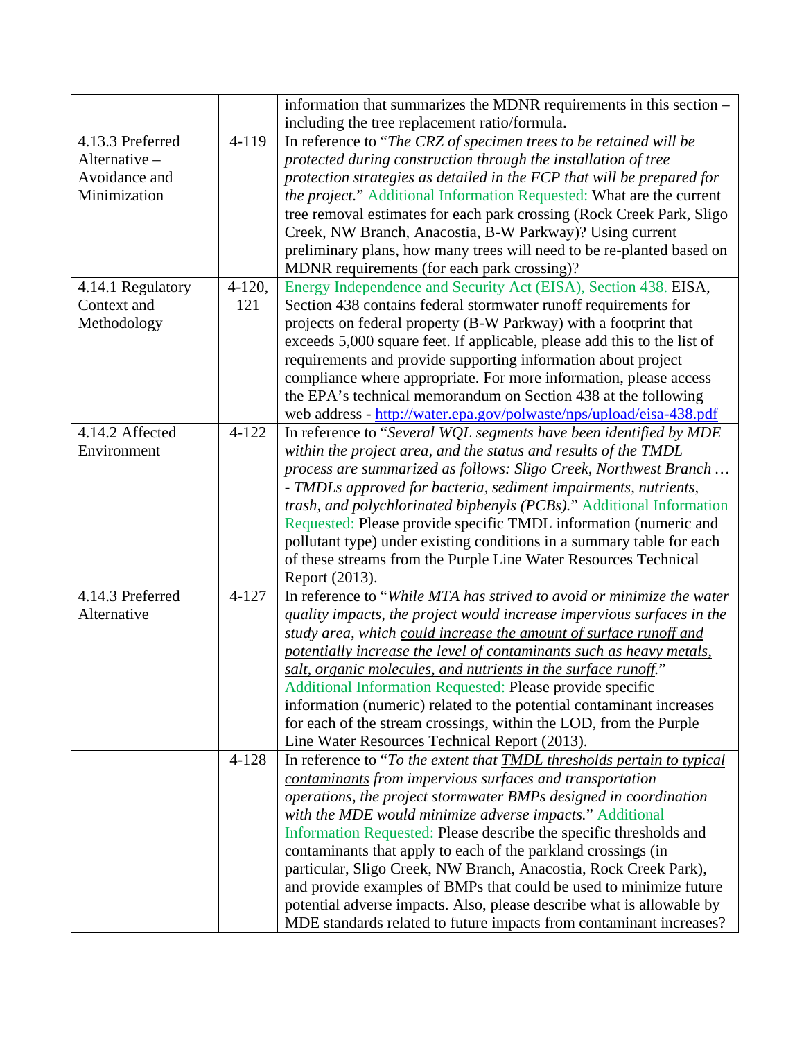| | | |
|---|---|---|
| | | information that summarizes the MDNR requirements in this section – including the tree replacement ratio/formula. |
| 4.13.3 Preferred Alternative – Avoidance and Minimization | 4-119 | In reference to "*The CRZ of specimen trees to be retained will be protected during construction through the installation of tree protection strategies as detailed in the FCP that will be prepared for the project.*" Additional Information Requested: What are the current tree removal estimates for each park crossing (Rock Creek Park, Sligo Creek, NW Branch, Anacostia, B-W Parkway)? Using current preliminary plans, how many trees will need to be re-planted based on MDNR requirements (for each park crossing)? |
| 4.14.1 Regulatory Context and Methodology | 4-120, 121 | Energy Independence and Security Act (EISA), Section 438. EISA, Section 438 contains federal stormwater runoff requirements for projects on federal property (B-W Parkway) with a footprint that exceeds 5,000 square feet. If applicable, please add this to the list of requirements and provide supporting information about project compliance where appropriate. For more information, please access the EPA's technical memorandum on Section 438 at the following web address - http://water.epa.gov/polwaste/nps/upload/eisa-438.pdf |
| 4.14.2 Affected Environment | 4-122 | In reference to "*Several WQL segments have been identified by MDE within the project area, and the status and results of the TMDL process are summarized as follows: Sligo Creek, Northwest Branch … - TMDLs approved for bacteria, sediment impairments, nutrients, trash, and polychlorinated biphenyls (PCBs).*" Additional Information Requested: Please provide specific TMDL information (numeric and pollutant type) under existing conditions in a summary table for each of these streams from the Purple Line Water Resources Technical Report (2013). |
| 4.14.3 Preferred Alternative | 4-127 | In reference to "*While MTA has strived to avoid or minimize the water quality impacts, the project would increase impervious surfaces in the study area, which <u>could increase the amount of surface runoff and potentially increase the level of contaminants such as heavy metals, salt, organic molecules, and nutrients in the surface runoff</u>.*" Additional Information Requested: Please provide specific information (numeric) related to the potential contaminant increases for each of the stream crossings, within the LOD, from the Purple Line Water Resources Technical Report (2013). |
| | 4-128 | In reference to "*To the extent that <u>TMDL thresholds pertain to typical contaminants</u> from impervious surfaces and transportation operations, the project stormwater BMPs designed in coordination with the MDE would minimize adverse impacts.*" Additional Information Requested: Please describe the specific thresholds and contaminants that apply to each of the parkland crossings (in particular, Sligo Creek, NW Branch, Anacostia, Rock Creek Park), and provide examples of BMPs that could be used to minimize future potential adverse impacts. Also, please describe what is allowable by MDE standards related to future impacts from contaminant increases? |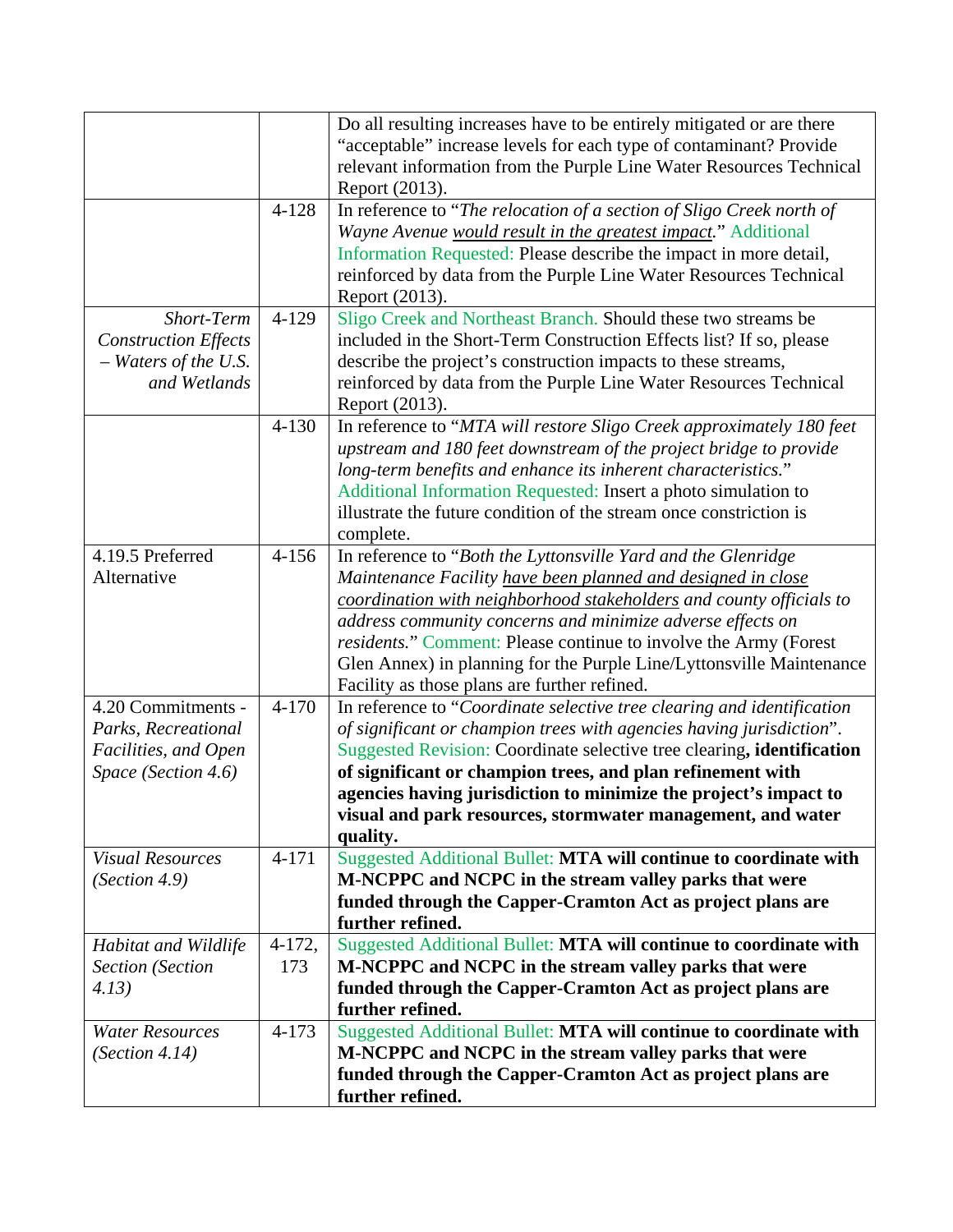| | | |
|---|---|---|
| | | Do all resulting increases have to be entirely mitigated or are there "acceptable" increase levels for each type of contaminant? Provide relevant information from the Purple Line Water Resources Technical Report (2013). |
| | 4-128 | In reference to "*The relocation of a section of Sligo Creek north of Wayne Avenue <u>would result in the greatest impact</u>.*" Additional Information Requested: Please describe the impact in more detail, reinforced by data from the Purple Line Water Resources Technical Report (2013). |
| *Short-Term Construction Effects – Waters of the U.S. and Wetlands* | 4-129 | Sligo Creek and Northeast Branch. Should these two streams be included in the Short-Term Construction Effects list? If so, please describe the project's construction impacts to these streams, reinforced by data from the Purple Line Water Resources Technical Report (2013). |
| | 4-130 | In reference to "*MTA will restore Sligo Creek approximately 180 feet upstream and 180 feet downstream of the project bridge to provide long-term benefits and enhance its inherent characteristics.*" Additional Information Requested: Insert a photo simulation to illustrate the future condition of the stream once constriction is complete. |
| 4.19.5 Preferred Alternative | 4-156 | In reference to "*Both the Lyttonsville Yard and the Glenridge Maintenance Facility <u>have been planned and designed in close coordination with neighborhood stakeholders</u> and county officials to address community concerns and minimize adverse effects on residents.*" Comment: Please continue to involve the Army (Forest Glen Annex) in planning for the Purple Line/Lyttonsville Maintenance Facility as those plans are further refined. |
| 4.20 Commitments - *Parks, Recreational Facilities, and Open Space (Section 4.6)* | 4-170 | In reference to "*Coordinate selective tree clearing and identification of significant or champion trees with agencies having jurisdiction*". Suggested Revision: Coordinate selective tree clearing**, identification of significant or champion trees, and plan refinement with agencies having jurisdiction to minimize the project's impact to visual and park resources, stormwater management, and water quality.** |
| *Visual Resources (Section 4.9)* | 4-171 | Suggested Additional Bullet: **MTA will continue to coordinate with M-NCPPC and NCPC in the stream valley parks that were funded through the Capper-Cramton Act as project plans are further refined.** |
| *Habitat and Wildlife Section (Section 4.13)* | 4-172, 173 | Suggested Additional Bullet: **MTA will continue to coordinate with M-NCPPC and NCPC in the stream valley parks that were funded through the Capper-Cramton Act as project plans are further refined.** |
| *Water Resources (Section 4.14)* | 4-173 | Suggested Additional Bullet: **MTA will continue to coordinate with M-NCPPC and NCPC in the stream valley parks that were funded through the Capper-Cramton Act as project plans are further refined.** |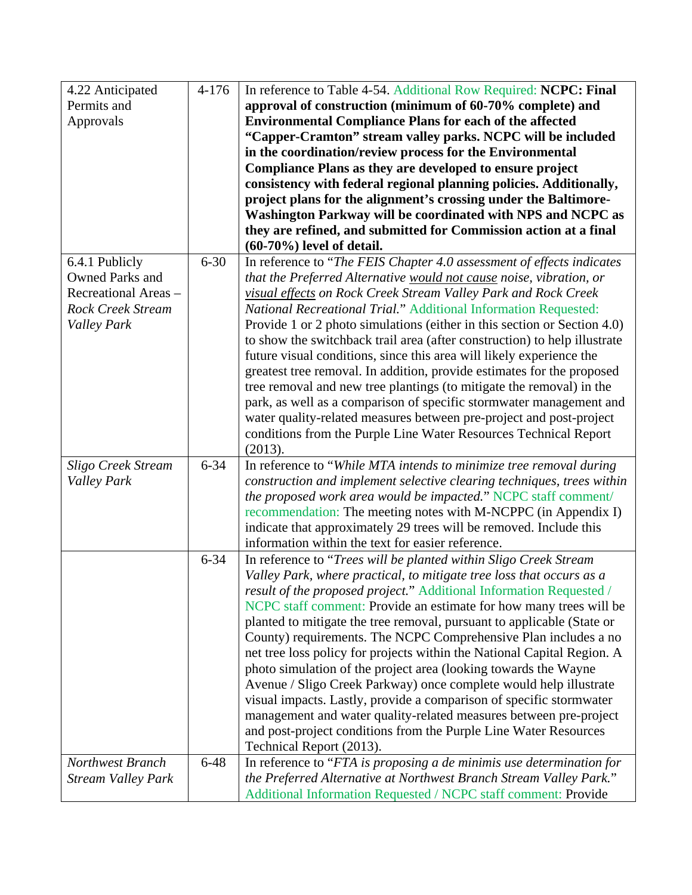| | | |
|---|---|---|
| 4.22 Anticipated Permits and Approvals | 4-176 | In reference to Table 4-54. Additional Row Required: **NCPC: Final approval of construction (minimum of 60-70% complete) and Environmental Compliance Plans for each of the affected "Capper-Cramton" stream valley parks. NCPC will be included in the coordination/review process for the Environmental Compliance Plans as they are developed to ensure project consistency with federal regional planning policies. Additionally, project plans for the alignment's crossing under the Baltimore-Washington Parkway will be coordinated with NPS and NCPC as they are refined, and submitted for Commission action at a final (60-70%) level of detail.** |
| 6.4.1 Publicly Owned Parks and Recreational Areas – *Rock Creek Stream Valley Park* | 6-30 | In reference to "*The FEIS Chapter 4.0 assessment of effects indicates that the Preferred Alternative <u>would not cause</u> noise, vibration, or <u>visual effects</u> on Rock Creek Stream Valley Park and Rock Creek National Recreational Trial.*" Additional Information Requested: Provide 1 or 2 photo simulations (either in this section or Section 4.0) to show the switchback trail area (after construction) to help illustrate future visual conditions, since this area will likely experience the greatest tree removal. In addition, provide estimates for the proposed tree removal and new tree plantings (to mitigate the removal) in the park, as well as a comparison of specific stormwater management and water quality-related measures between pre-project and post-project conditions from the Purple Line Water Resources Technical Report (2013). |
| *Sligo Creek Stream Valley Park* | 6-34 | In reference to "*While MTA intends to minimize tree removal during construction and implement selective clearing techniques, trees within the proposed work area would be impacted.*" NCPC staff comment/ recommendation: The meeting notes with M-NCPPC (in Appendix I) indicate that approximately 29 trees will be removed. Include this information within the text for easier reference. |
| | 6-34 | In reference to "*Trees will be planted within Sligo Creek Stream Valley Park, where practical, to mitigate tree loss that occurs as a result of the proposed project.*" Additional Information Requested / NCPC staff comment: Provide an estimate for how many trees will be planted to mitigate the tree removal, pursuant to applicable (State or County) requirements. The NCPC Comprehensive Plan includes a no net tree loss policy for projects within the National Capital Region. A photo simulation of the project area (looking towards the Wayne Avenue / Sligo Creek Parkway) once complete would help illustrate visual impacts. Lastly, provide a comparison of specific stormwater management and water quality-related measures between pre-project and post-project conditions from the Purple Line Water Resources Technical Report (2013). |
| *Northwest Branch Stream Valley Park* | 6-48 | In reference to "*FTA is proposing a de minimis use determination for the Preferred Alternative at Northwest Branch Stream Valley Park.*" Additional Information Requested / NCPC staff comment: Provide |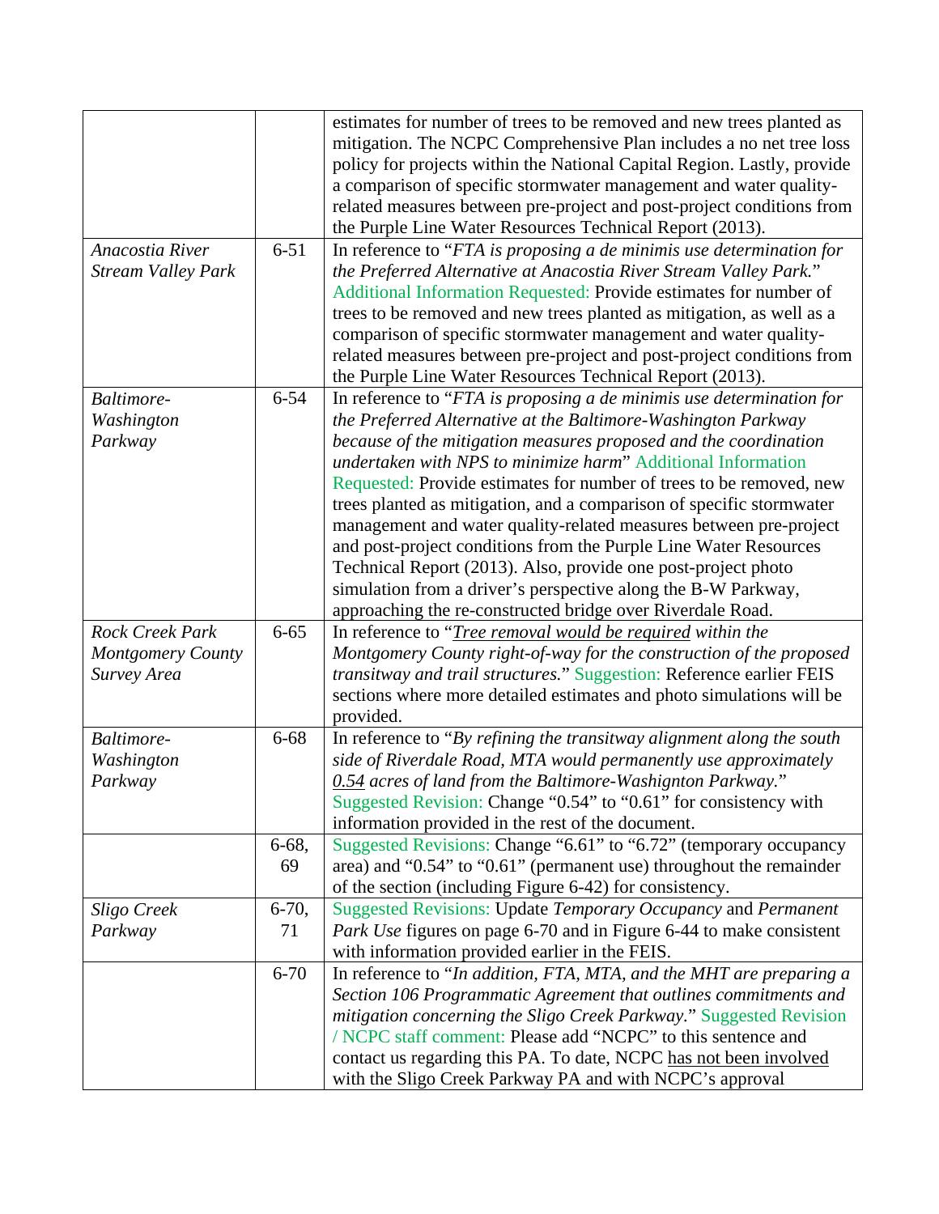| | | |
|---|---|---|
| | | estimates for number of trees to be removed and new trees planted as mitigation. The NCPC Comprehensive Plan includes a no net tree loss policy for projects within the National Capital Region. Lastly, provide a comparison of specific stormwater management and water quality-related measures between pre-project and post-project conditions from the Purple Line Water Resources Technical Report (2013). |
| *Anacostia River Stream Valley Park* | 6-51 | In reference to "*FTA is proposing a de minimis use determination for the Preferred Alternative at Anacostia River Stream Valley Park.*" Additional Information Requested: Provide estimates for number of trees to be removed and new trees planted as mitigation, as well as a comparison of specific stormwater management and water quality-related measures between pre-project and post-project conditions from the Purple Line Water Resources Technical Report (2013). |
| *Baltimore-Washington Parkway* | 6-54 | In reference to "*FTA is proposing a de minimis use determination for the Preferred Alternative at the Baltimore-Washington Parkway because of the mitigation measures proposed and the coordination undertaken with NPS to minimize harm*" Additional Information Requested: Provide estimates for number of trees to be removed, new trees planted as mitigation, and a comparison of specific stormwater management and water quality-related measures between pre-project and post-project conditions from the Purple Line Water Resources Technical Report (2013). Also, provide one post-project photo simulation from a driver's perspective along the B-W Parkway, approaching the re-constructed bridge over Riverdale Road. |
| *Rock Creek Park Montgomery County Survey Area* | 6-65 | In reference to "*Tree removal would be required within the Montgomery County right-of-way for the construction of the proposed transitway and trail structures.*" Suggestion: Reference earlier FEIS sections where more detailed estimates and photo simulations will be provided. |
| *Baltimore-Washington Parkway* | 6-68 | In reference to "*By refining the transitway alignment along the south side of Riverdale Road, MTA would permanently use approximately 0.54 acres of land from the Baltimore-Washignton Parkway.*" Suggested Revision: Change "0.54" to "0.61" for consistency with information provided in the rest of the document. |
| | 6-68, 69 | Suggested Revisions: Change "6.61" to "6.72" (temporary occupancy area) and "0.54" to "0.61" (permanent use) throughout the remainder of the section (including Figure 6-42) for consistency. |
| *Sligo Creek Parkway* | 6-70, 71 | Suggested Revisions: Update *Temporary Occupancy* and *Permanent Park Use* figures on page 6-70 and in Figure 6-44 to make consistent with information provided earlier in the FEIS. |
| | 6-70 | In reference to "*In addition, FTA, MTA, and the MHT are preparing a Section 106 Programmatic Agreement that outlines commitments and mitigation concerning the Sligo Creek Parkway.*" Suggested Revision / NCPC staff comment: Please add "NCPC" to this sentence and contact us regarding this PA. To date, NCPC has not been involved with the Sligo Creek Parkway PA and with NCPC's approval |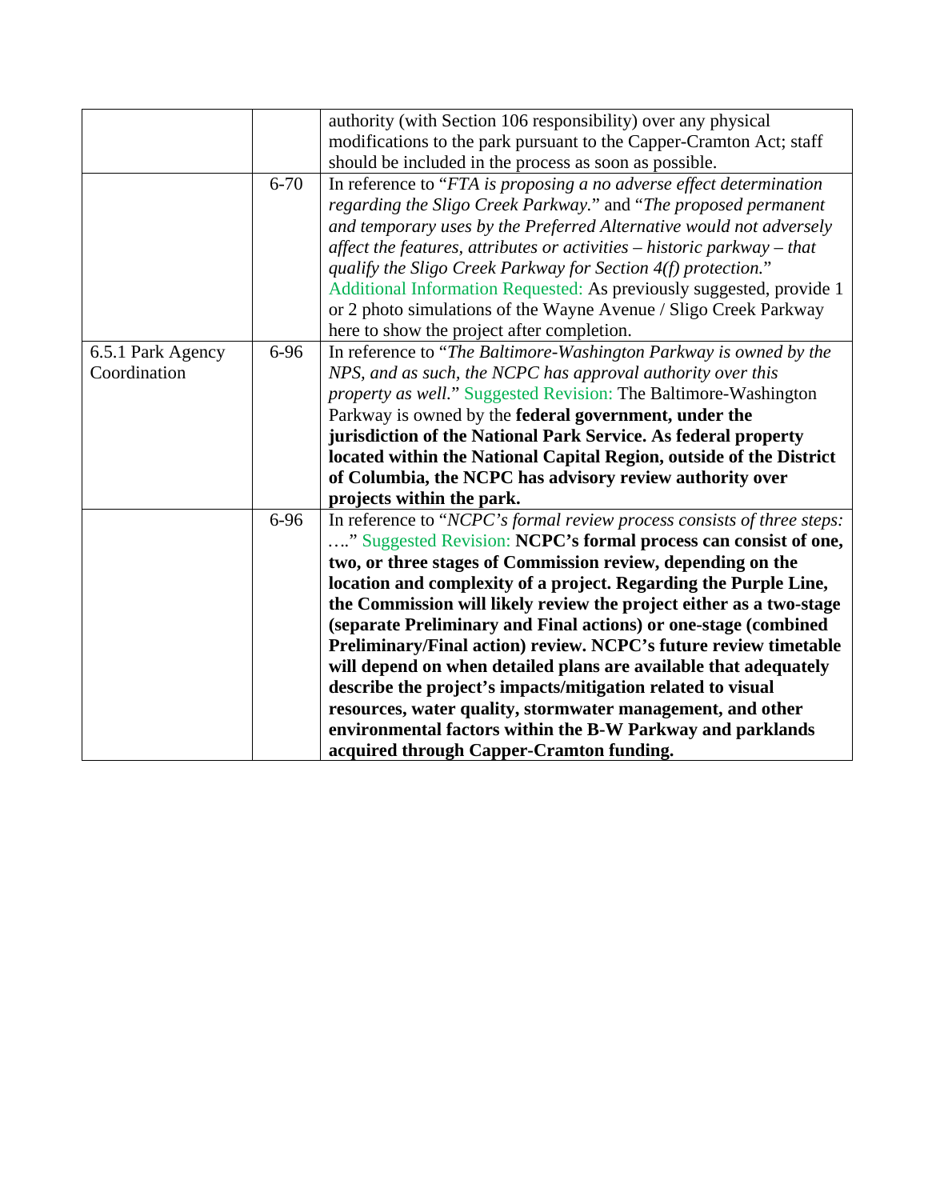| | | |
|---|---|---|
| | | authority (with Section 106 responsibility) over any physical modifications to the park pursuant to the Capper-Cramton Act; staff should be included in the process as soon as possible. |
| | 6-70 | In reference to "*FTA is proposing a no adverse effect determination regarding the Sligo Creek Parkway.*" and "*The proposed permanent and temporary uses by the Preferred Alternative would not adversely affect the features, attributes or activities – historic parkway – that qualify the Sligo Creek Parkway for Section 4(f) protection.*" Additional Information Requested: As previously suggested, provide 1 or 2 photo simulations of the Wayne Avenue / Sligo Creek Parkway here to show the project after completion. |
| 6.5.1 Park Agency Coordination | 6-96 | In reference to "*The Baltimore-Washington Parkway is owned by the NPS, and as such, the NCPC has approval authority over this property as well.*" Suggested Revision: The Baltimore-Washington Parkway is owned by the **federal government, under the jurisdiction of the National Park Service. As federal property located within the National Capital Region, outside of the District of Columbia, the NCPC has advisory review authority over projects within the park.** |
| | 6-96 | In reference to "*NCPC's formal review process consists of three steps: ….*" Suggested Revision: **NCPC's formal process can consist of one, two, or three stages of Commission review, depending on the location and complexity of a project. Regarding the Purple Line, the Commission will likely review the project either as a two-stage (separate Preliminary and Final actions) or one-stage (combined Preliminary/Final action) review. NCPC's future review timetable will depend on when detailed plans are available that adequately describe the project's impacts/mitigation related to visual resources, water quality, stormwater management, and other environmental factors within the B-W Parkway and parklands acquired through Capper-Cramton funding.** |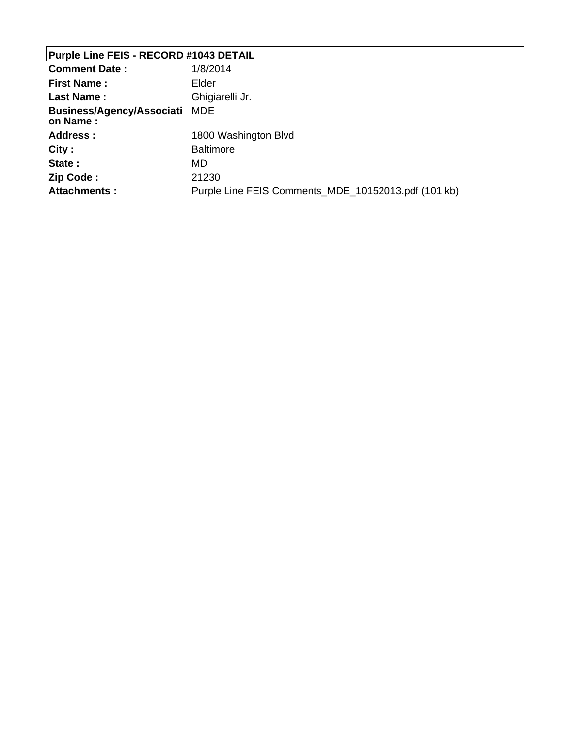| Purple Line FEIS - RECORD #1043 DETAIL | |
|---|---|
| **Comment Date :** | 1/8/2014 |
| **First Name :** | Elder |
| **Last Name :** | Ghigiarelli Jr. |
| **Business/Agency/Association Name :** | MDE |
| **Address :** | 1800 Washington Blvd |
| **City :** | Baltimore |
| **State :** | MD |
| **Zip Code :** | 21230 |
| **Attachments :** | Purple Line FEIS Comments_MDE_10152013.pdf (101 kb) |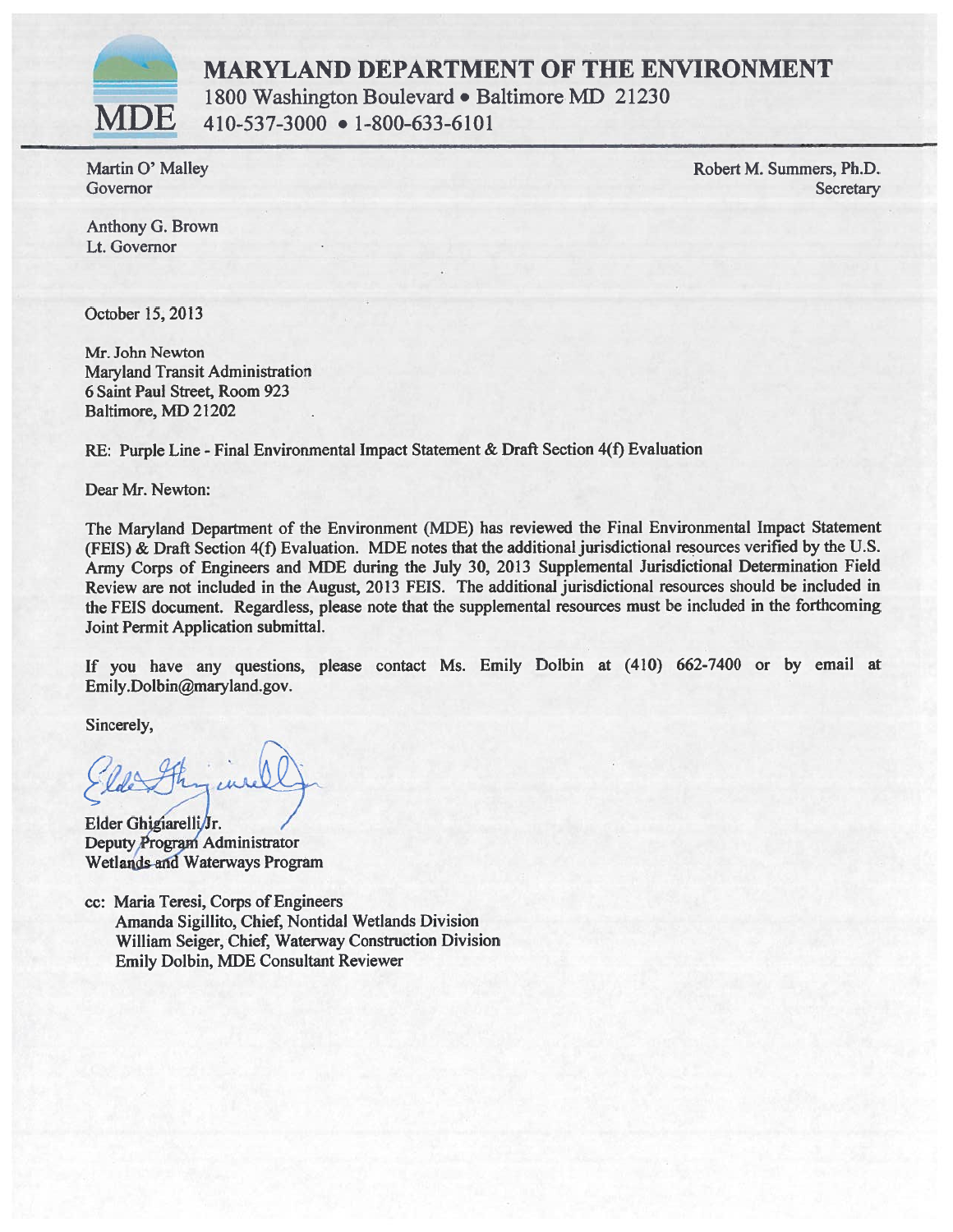# MARYLAND DEPARTMENT OF THE ENVIRONMENT

1800 Washington Boulevard • Baltimore MD 21230
410-537-3000 • 1-800-633-6101

Martin O' Malley
Governor

Robert M. Summers, Ph.D.
Secretary

Anthony G. Brown
Lt. Governor

October 15, 2013

Mr. John Newton
Maryland Transit Administration
6 Saint Paul Street, Room 923
Baltimore, MD 21202

RE: Purple Line - Final Environmental Impact Statement & Draft Section 4(f) Evaluation

Dear Mr. Newton:

The Maryland Department of the Environment (MDE) has reviewed the Final Environmental Impact Statement (FEIS) & Draft Section 4(f) Evaluation. MDE notes that the additional jurisdictional resources verified by the U.S. Army Corps of Engineers and MDE during the July 30, 2013 Supplemental Jurisdictional Determination Field Review are not included in the August, 2013 FEIS. The additional jurisdictional resources should be included in the FEIS document. Regardless, please note that the supplemental resources must be included in the forthcoming Joint Permit Application submittal.

If you have any questions, please contact Ms. Emily Dolbin at (410) 662-7400 or by email at Emily.Dolbin@maryland.gov.

Sincerely,

Elder Ghigiarelli Jr.
Deputy Program Administrator
Wetlands and Waterways Program

cc: Maria Teresi, Corps of Engineers
Amanda Sigillito, Chief, Nontidal Wetlands Division
William Seiger, Chief, Waterway Construction Division
Emily Dolbin, MDE Consultant Reviewer